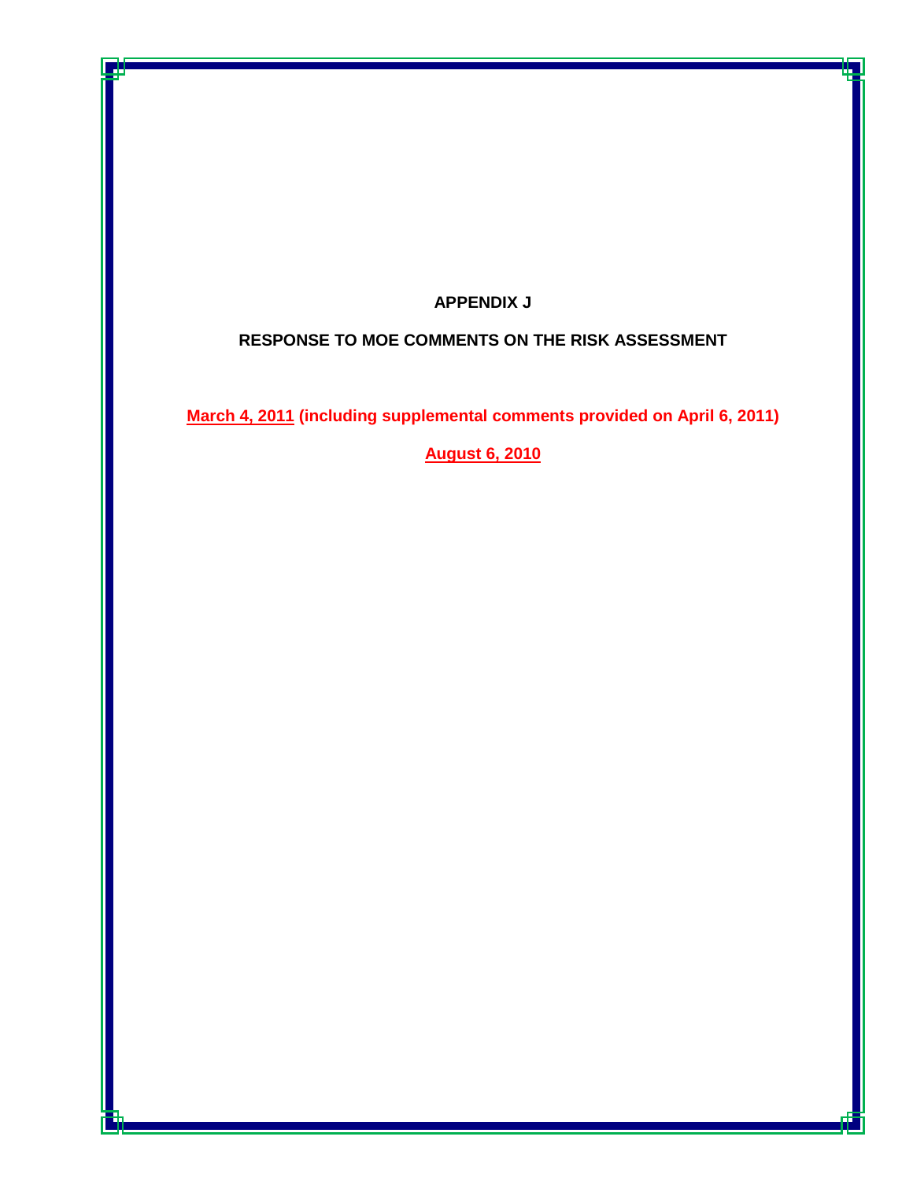# APPENDIX J

## RESPONSE TO MOE COMMENTS ON THE RISK ASSESSMENT

**March 4, 2011 (including supplemental comments provided on April 6, 2011)**

**August 6, 2010**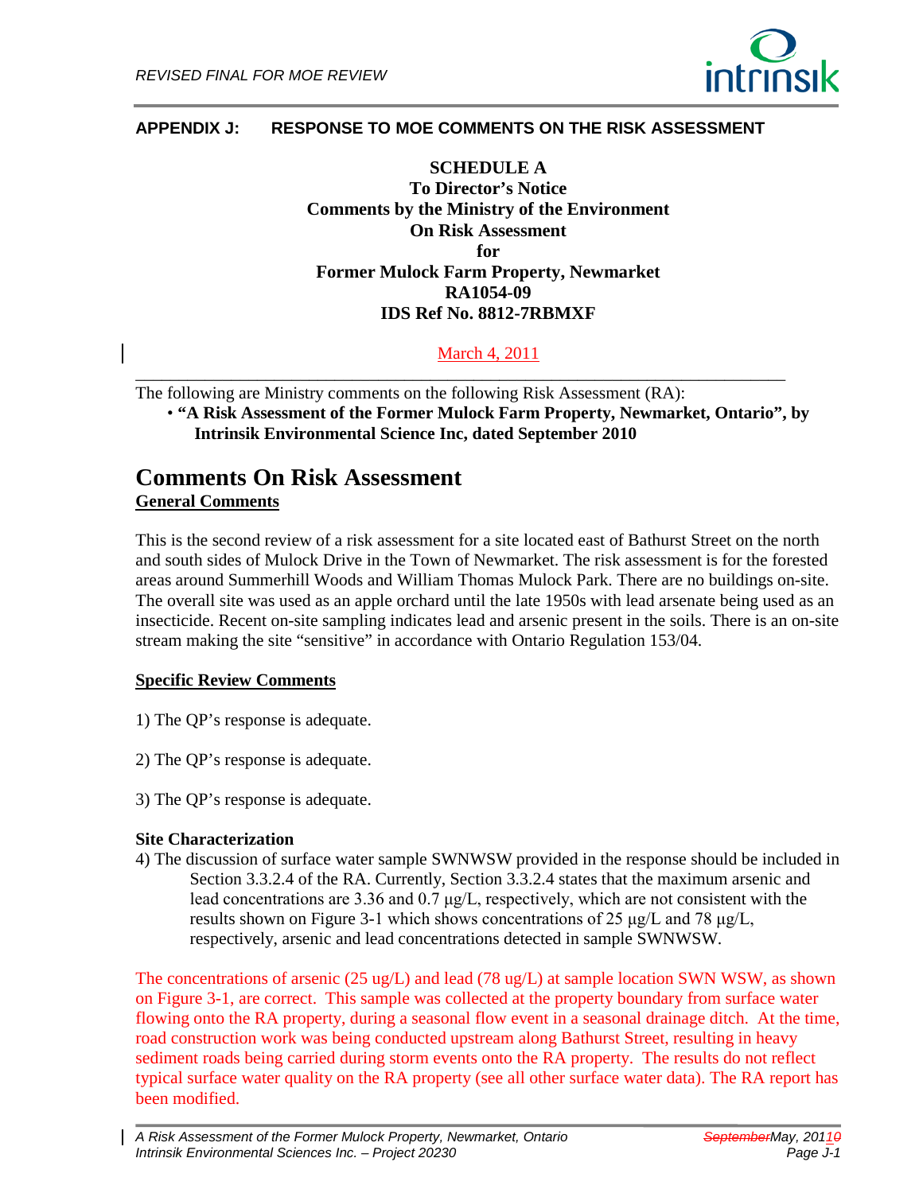## APPENDIX J: RESPONSE TO MOE COMMENTS ON THE RISK ASSESSMENT

**SCHEDULE A**
**To Director's Notice**
**Comments by the Ministry of the Environment**
**On Risk Assessment**
**for**
**Former Mulock Farm Property, Newmarket**
**RA1054-09**
**IDS Ref No. 8812-7RBMXF**

March 4, 2011

---

The following are Ministry comments on the following Risk Assessment (RA):

- **"A Risk Assessment of the Former Mulock Farm Property, Newmarket, Ontario", by Intrinsik Environmental Science Inc, dated September 2010**

# Comments On Risk Assessment

**General Comments**

This is the second review of a risk assessment for a site located east of Bathurst Street on the north and south sides of Mulock Drive in the Town of Newmarket. The risk assessment is for the forested areas around Summerhill Woods and William Thomas Mulock Park. There are no buildings on-site. The overall site was used as an apple orchard until the late 1950s with lead arsenate being used as an insecticide. Recent on-site sampling indicates lead and arsenic present in the soils. There is an on-site stream making the site "sensitive" in accordance with Ontario Regulation 153/04.

**Specific Review Comments**

1) The QP's response is adequate.

2) The QP's response is adequate.

3) The QP's response is adequate.

**Site Characterization**

4) The discussion of surface water sample SWNWSW provided in the response should be included in Section 3.3.2.4 of the RA. Currently, Section 3.3.2.4 states that the maximum arsenic and lead concentrations are 3.36 and 0.7 μg/L, respectively, which are not consistent with the results shown on Figure 3-1 which shows concentrations of 25 μg/L and 78 μg/L, respectively, arsenic and lead concentrations detected in sample SWNWSW.

The concentrations of arsenic (25 ug/L) and lead (78 ug/L) at sample location SWN WSW, as shown on Figure 3-1, are correct. This sample was collected at the property boundary from surface water flowing onto the RA property, during a seasonal flow event in a seasonal drainage ditch. At the time, road construction work was being conducted upstream along Bathurst Street, resulting in heavy sediment roads being carried during storm events onto the RA property. The results do not reflect typical surface water quality on the RA property (see all other surface water data). The RA report has been modified.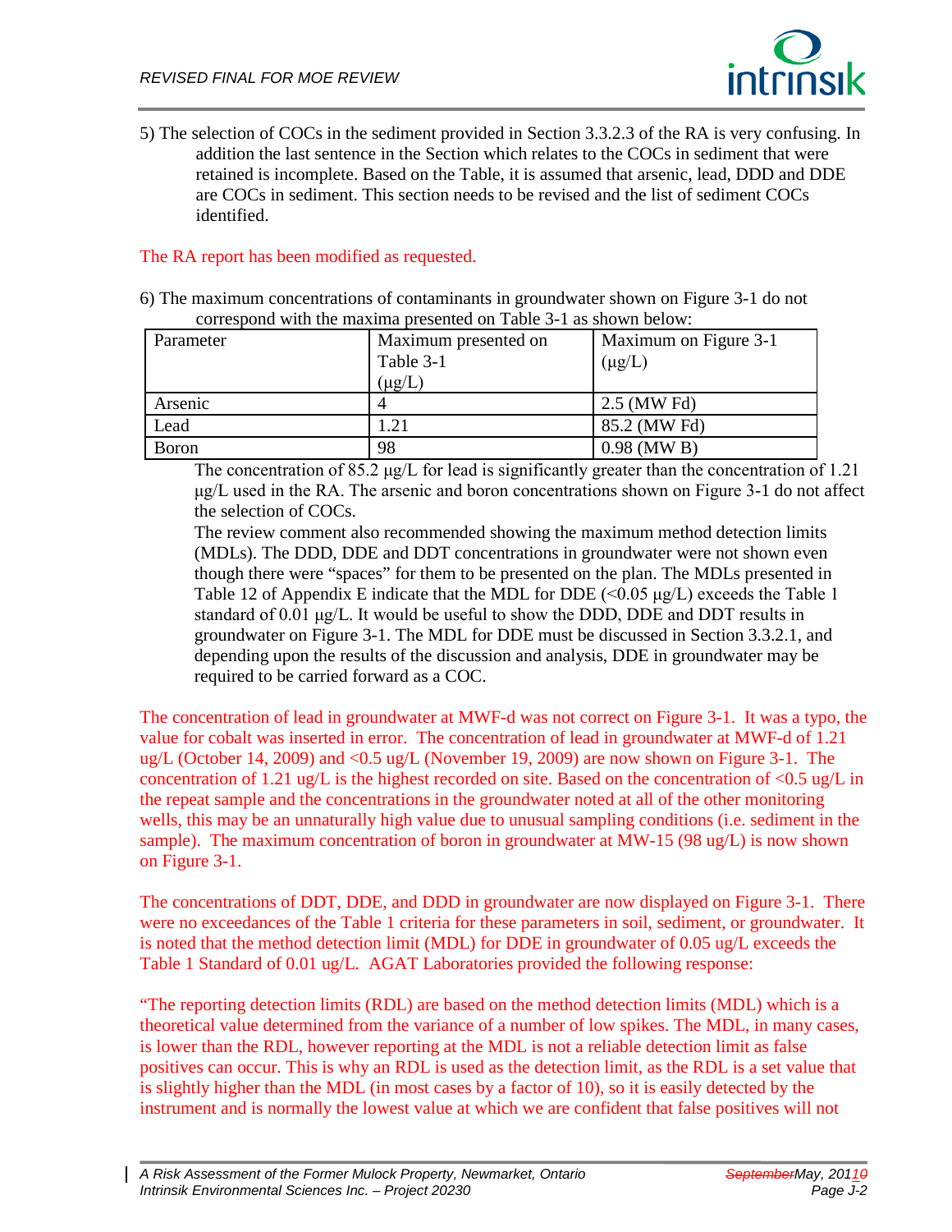5) The selection of COCs in the sediment provided in Section 3.3.2.3 of the RA is very confusing. In addition the last sentence in the Section which relates to the COCs in sediment that were retained is incomplete. Based on the Table, it is assumed that arsenic, lead, DDD and DDE are COCs in sediment. This section needs to be revised and the list of sediment COCs identified.

The RA report has been modified as requested.

6) The maximum concentrations of contaminants in groundwater shown on Figure 3-1 do not correspond with the maxima presented on Table 3-1 as shown below:

| Parameter | Maximum presented on Table 3-1 (μg/L) | Maximum on Figure 3-1 (μg/L) |
|---|---|---|
| Arsenic | 4 | 2.5 (MW Fd) |
| Lead | 1.21 | 85.2 (MW Fd) |
| Boron | 98 | 0.98 (MW B) |

The concentration of 85.2 μg/L for lead is significantly greater than the concentration of 1.21 μg/L used in the RA. The arsenic and boron concentrations shown on Figure 3-1 do not affect the selection of COCs.

The review comment also recommended showing the maximum method detection limits (MDLs). The DDD, DDE and DDT concentrations in groundwater were not shown even though there were "spaces" for them to be presented on the plan. The MDLs presented in Table 12 of Appendix E indicate that the MDL for DDE (<0.05 μg/L) exceeds the Table 1 standard of 0.01 μg/L. It would be useful to show the DDD, DDE and DDT results in groundwater on Figure 3-1. The MDL for DDE must be discussed in Section 3.3.2.1, and depending upon the results of the discussion and analysis, DDE in groundwater may be required to be carried forward as a COC.

The concentration of lead in groundwater at MWF-d was not correct on Figure 3-1. It was a typo, the value for cobalt was inserted in error. The concentration of lead in groundwater at MWF-d of 1.21 ug/L (October 14, 2009) and <0.5 ug/L (November 19, 2009) are now shown on Figure 3-1. The concentration of 1.21 ug/L is the highest recorded on site. Based on the concentration of <0.5 ug/L in the repeat sample and the concentrations in the groundwater noted at all of the other monitoring wells, this may be an unnaturally high value due to unusual sampling conditions (i.e. sediment in the sample). The maximum concentration of boron in groundwater at MW-15 (98 ug/L) is now shown on Figure 3-1.

The concentrations of DDT, DDE, and DDD in groundwater are now displayed on Figure 3-1. There were no exceedances of the Table 1 criteria for these parameters in soil, sediment, or groundwater. It is noted that the method detection limit (MDL) for DDE in groundwater of 0.05 ug/L exceeds the Table 1 Standard of 0.01 ug/L. AGAT Laboratories provided the following response:

"The reporting detection limits (RDL) are based on the method detection limits (MDL) which is a theoretical value determined from the variance of a number of low spikes. The MDL, in many cases, is lower than the RDL, however reporting at the MDL is not a reliable detection limit as false positives can occur. This is why an RDL is used as the detection limit, as the RDL is a set value that is slightly higher than the MDL (in most cases by a factor of 10), so it is easily detected by the instrument and is normally the lowest value at which we are confident that false positives will not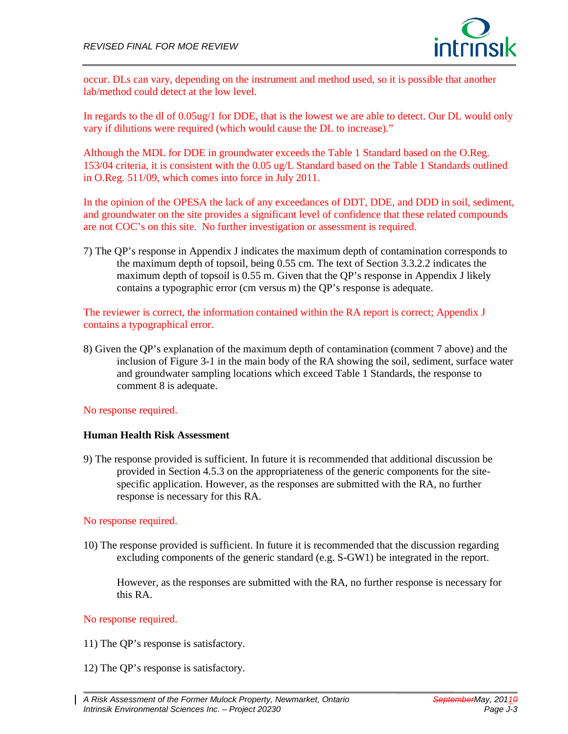occur. DLs can vary, depending on the instrument and method used, so it is possible that another lab/method could detect at the low level.

In regards to the dl of 0.05ug/1 for DDE, that is the lowest we are able to detect. Our DL would only vary if dilutions were required (which would cause the DL to increase)."

Although the MDL for DDE in groundwater exceeds the Table 1 Standard based on the O.Reg. 153/04 criteria, it is consistent with the 0.05 ug/L Standard based on the Table 1 Standards outlined in O.Reg. 511/09, which comes into force in July 2011.

In the opinion of the OPESA the lack of any exceedances of DDT, DDE, and DDD in soil, sediment, and groundwater on the site provides a significant level of confidence that these related compounds are not COC's on this site. No further investigation or assessment is required.

7) The QP's response in Appendix J indicates the maximum depth of contamination corresponds to the maximum depth of topsoil, being 0.55 cm. The text of Section 3.3.2.2 indicates the maximum depth of topsoil is 0.55 m. Given that the QP's response in Appendix J likely contains a typographic error (cm versus m) the QP's response is adequate.

The reviewer is correct, the information contained within the RA report is correct; Appendix J contains a typographical error.

8) Given the QP's explanation of the maximum depth of contamination (comment 7 above) and the inclusion of Figure 3-1 in the main body of the RA showing the soil, sediment, surface water and groundwater sampling locations which exceed Table 1 Standards, the response to comment 8 is adequate.

No response required.

**Human Health Risk Assessment**

9) The response provided is sufficient. In future it is recommended that additional discussion be provided in Section 4.5.3 on the appropriateness of the generic components for the site-specific application. However, as the responses are submitted with the RA, no further response is necessary for this RA.

No response required.

10) The response provided is sufficient. In future it is recommended that the discussion regarding excluding components of the generic standard (e.g. S-GW1) be integrated in the report.

However, as the responses are submitted with the RA, no further response is necessary for this RA.

No response required.

11) The QP's response is satisfactory.

12) The QP's response is satisfactory.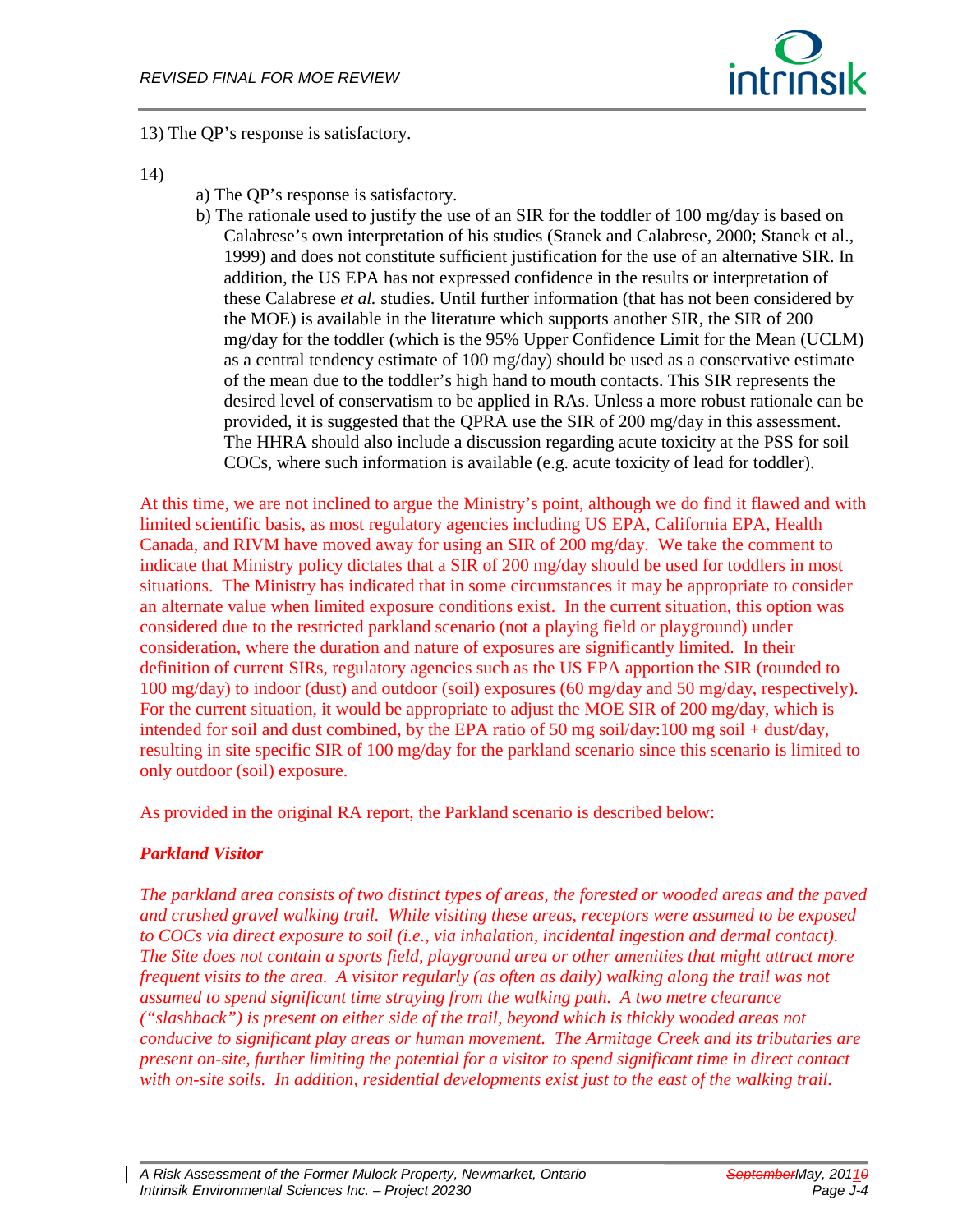13) The QP's response is satisfactory.

14)

a) The QP's response is satisfactory.

b) The rationale used to justify the use of an SIR for the toddler of 100 mg/day is based on Calabrese's own interpretation of his studies (Stanek and Calabrese, 2000; Stanek et al., 1999) and does not constitute sufficient justification for the use of an alternative SIR. In addition, the US EPA has not expressed confidence in the results or interpretation of these Calabrese *et al.* studies. Until further information (that has not been considered by the MOE) is available in the literature which supports another SIR, the SIR of 200 mg/day for the toddler (which is the 95% Upper Confidence Limit for the Mean (UCLM) as a central tendency estimate of 100 mg/day) should be used as a conservative estimate of the mean due to the toddler's high hand to mouth contacts. This SIR represents the desired level of conservatism to be applied in RAs. Unless a more robust rationale can be provided, it is suggested that the QPRA use the SIR of 200 mg/day in this assessment. The HHRA should also include a discussion regarding acute toxicity at the PSS for soil COCs, where such information is available (e.g. acute toxicity of lead for toddler).

At this time, we are not inclined to argue the Ministry's point, although we do find it flawed and with limited scientific basis, as most regulatory agencies including US EPA, California EPA, Health Canada, and RIVM have moved away for using an SIR of 200 mg/day. We take the comment to indicate that Ministry policy dictates that a SIR of 200 mg/day should be used for toddlers in most situations. The Ministry has indicated that in some circumstances it may be appropriate to consider an alternate value when limited exposure conditions exist. In the current situation, this option was considered due to the restricted parkland scenario (not a playing field or playground) under consideration, where the duration and nature of exposures are significantly limited. In their definition of current SIRs, regulatory agencies such as the US EPA apportion the SIR (rounded to 100 mg/day) to indoor (dust) and outdoor (soil) exposures (60 mg/day and 50 mg/day, respectively). For the current situation, it would be appropriate to adjust the MOE SIR of 200 mg/day, which is intended for soil and dust combined, by the EPA ratio of 50 mg soil/day:100 mg soil + dust/day, resulting in site specific SIR of 100 mg/day for the parkland scenario since this scenario is limited to only outdoor (soil) exposure.

As provided in the original RA report, the Parkland scenario is described below:

***Parkland Visitor***

*The parkland area consists of two distinct types of areas, the forested or wooded areas and the paved and crushed gravel walking trail. While visiting these areas, receptors were assumed to be exposed to COCs via direct exposure to soil (i.e., via inhalation, incidental ingestion and dermal contact). The Site does not contain a sports field, playground area or other amenities that might attract more frequent visits to the area. A visitor regularly (as often as daily) walking along the trail was not assumed to spend significant time straying from the walking path. A two metre clearance ("slashback") is present on either side of the trail, beyond which is thickly wooded areas not conducive to significant play areas or human movement. The Armitage Creek and its tributaries are present on-site, further limiting the potential for a visitor to spend significant time in direct contact with on-site soils. In addition, residential developments exist just to the east of the walking trail.*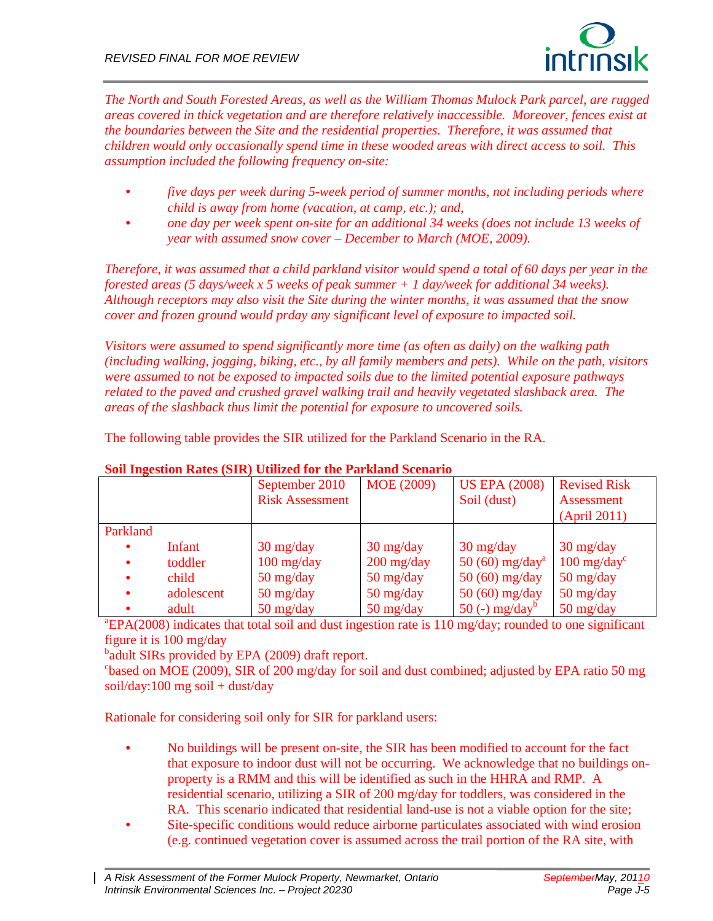*The North and South Forested Areas, as well as the William Thomas Mulock Park parcel, are rugged areas covered in thick vegetation and are therefore relatively inaccessible. Moreover, fences exist at the boundaries between the Site and the residential properties. Therefore, it was assumed that children would only occasionally spend time in these wooded areas with direct access to soil. This assumption included the following frequency on-site:*

- *five days per week during 5-week period of summer months, not including periods where child is away from home (vacation, at camp, etc.); and,*
- *one day per week spent on-site for an additional 34 weeks (does not include 13 weeks of year with assumed snow cover – December to March (MOE, 2009).*

*Therefore, it was assumed that a child parkland visitor would spend a total of 60 days per year in the forested areas (5 days/week x 5 weeks of peak summer + 1 day/week for additional 34 weeks). Although receptors may also visit the Site during the winter months, it was assumed that the snow cover and frozen ground would prday any significant level of exposure to impacted soil.*

*Visitors were assumed to spend significantly more time (as often as daily) on the walking path (including walking, jogging, biking, etc., by all family members and pets). While on the path, visitors were assumed to not be exposed to impacted soils due to the limited potential exposure pathways related to the paved and crushed gravel walking trail and heavily vegetated slashback area. The areas of the slashback thus limit the potential for exposure to uncovered soils.*

The following table provides the SIR utilized for the Parkland Scenario in the RA.

**Soil Ingestion Rates (SIR) Utilized for the Parkland Scenario**

| | September 2010 Risk Assessment | MOE (2009) | US EPA (2008) Soil (dust) | Revised Risk Assessment (April 2011) |
|---|---|---|---|---|
| Parkland | | | | |
| • Infant | 30 mg/day | 30 mg/day | 30 mg/day | 30 mg/day |
| • toddler | 100 mg/day | 200 mg/day | 50 (60) mg/day[a] | 100 mg/day[c] |
| • child | 50 mg/day | 50 mg/day | 50 (60) mg/day | 50 mg/day |
| • adolescent | 50 mg/day | 50 mg/day | 50 (60) mg/day | 50 mg/day |
| • adult | 50 mg/day | 50 mg/day | 50 (-) mg/day[b] | 50 mg/day |

[a]EPA(2008) indicates that total soil and dust ingestion rate is 110 mg/day; rounded to one significant figure it is 100 mg/day

[b]adult SIRs provided by EPA (2009) draft report.

[c]based on MOE (2009), SIR of 200 mg/day for soil and dust combined; adjusted by EPA ratio 50 mg soil/day:100 mg soil + dust/day

Rationale for considering soil only for SIR for parkland users:

- No buildings will be present on-site, the SIR has been modified to account for the fact that exposure to indoor dust will not be occurring. We acknowledge that no buildings on-property is a RMM and this will be identified as such in the HHRA and RMP. A residential scenario, utilizing a SIR of 200 mg/day for toddlers, was considered in the RA. This scenario indicated that residential land-use is not a viable option for the site;
- Site-specific conditions would reduce airborne particulates associated with wind erosion (e.g. continued vegetation cover is assumed across the trail portion of the RA site, with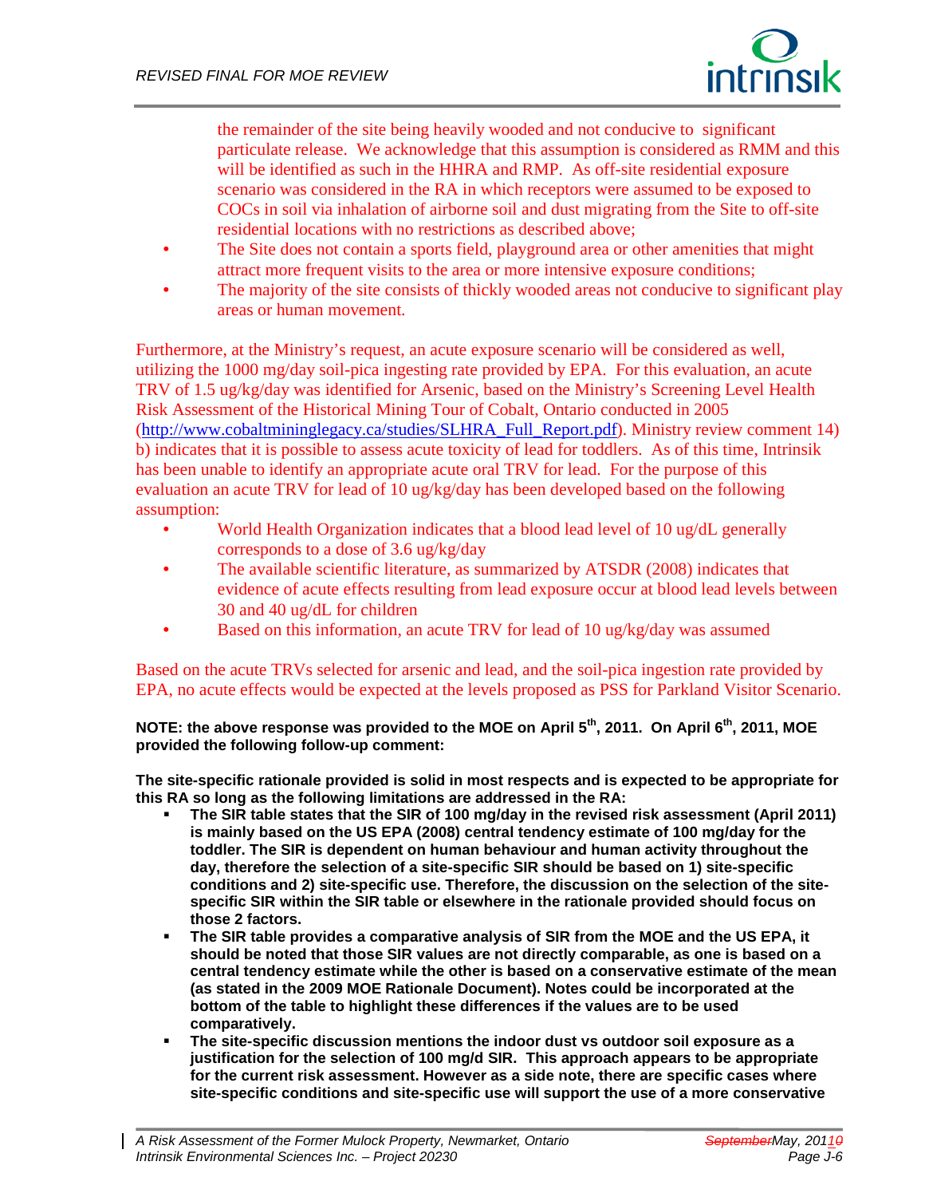the remainder of the site being heavily wooded and not conducive to significant particulate release. We acknowledge that this assumption is considered as RMM and this will be identified as such in the HHRA and RMP. As off-site residential exposure scenario was considered in the RA in which receptors were assumed to be exposed to COCs in soil via inhalation of airborne soil and dust migrating from the Site to off-site residential locations with no restrictions as described above;

- The Site does not contain a sports field, playground area or other amenities that might attract more frequent visits to the area or more intensive exposure conditions;
- The majority of the site consists of thickly wooded areas not conducive to significant play areas or human movement.

Furthermore, at the Ministry's request, an acute exposure scenario will be considered as well, utilizing the 1000 mg/day soil-pica ingesting rate provided by EPA. For this evaluation, an acute TRV of 1.5 ug/kg/day was identified for Arsenic, based on the Ministry's Screening Level Health Risk Assessment of the Historical Mining Tour of Cobalt, Ontario conducted in 2005 (http://www.cobaltmininglegacy.ca/studies/SLHRA_Full_Report.pdf). Ministry review comment 14) b) indicates that it is possible to assess acute toxicity of lead for toddlers. As of this time, Intrinsik has been unable to identify an appropriate acute oral TRV for lead. For the purpose of this evaluation an acute TRV for lead of 10 ug/kg/day has been developed based on the following assumption:

- World Health Organization indicates that a blood lead level of 10 ug/dL generally corresponds to a dose of 3.6 ug/kg/day
- The available scientific literature, as summarized by ATSDR (2008) indicates that evidence of acute effects resulting from lead exposure occur at blood lead levels between 30 and 40 ug/dL for children
- Based on this information, an acute TRV for lead of 10 ug/kg/day was assumed

Based on the acute TRVs selected for arsenic and lead, and the soil-pica ingestion rate provided by EPA, no acute effects would be expected at the levels proposed as PSS for Parkland Visitor Scenario.

**NOTE: the above response was provided to the MOE on April 5th, 2011. On April 6th, 2011, MOE provided the following follow-up comment:**

**The site-specific rationale provided is solid in most respects and is expected to be appropriate for this RA so long as the following limitations are addressed in the RA:**

- **The SIR table states that the SIR of 100 mg/day in the revised risk assessment (April 2011) is mainly based on the US EPA (2008) central tendency estimate of 100 mg/day for the toddler. The SIR is dependent on human behaviour and human activity throughout the day, therefore the selection of a site-specific SIR should be based on 1) site-specific conditions and 2) site-specific use. Therefore, the discussion on the selection of the site-specific SIR within the SIR table or elsewhere in the rationale provided should focus on those 2 factors.**
- **The SIR table provides a comparative analysis of SIR from the MOE and the US EPA, it should be noted that those SIR values are not directly comparable, as one is based on a central tendency estimate while the other is based on a conservative estimate of the mean (as stated in the 2009 MOE Rationale Document). Notes could be incorporated at the bottom of the table to highlight these differences if the values are to be used comparatively.**
- **The site-specific discussion mentions the indoor dust vs outdoor soil exposure as a justification for the selection of 100 mg/d SIR. This approach appears to be appropriate for the current risk assessment. However as a side note, there are specific cases where site-specific conditions and site-specific use will support the use of a more conservative**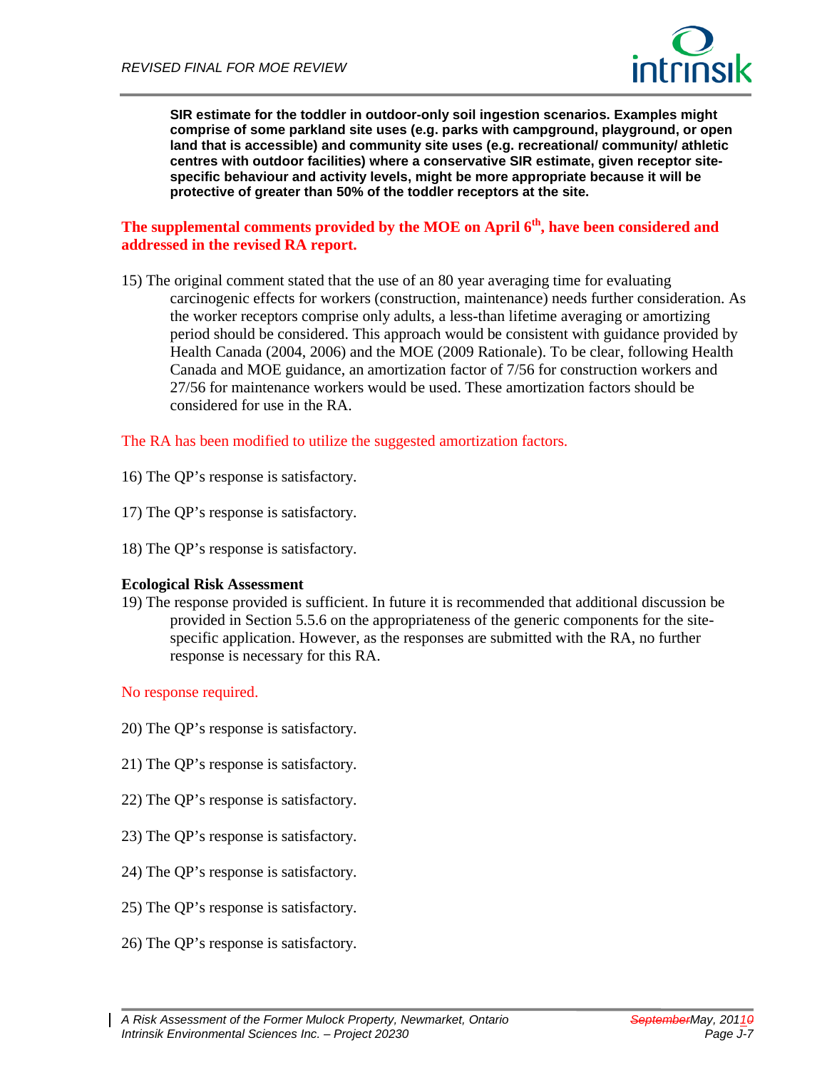**SIR estimate for the toddler in outdoor-only soil ingestion scenarios. Examples might comprise of some parkland site uses (e.g. parks with campground, playground, or open land that is accessible) and community site uses (e.g. recreational/ community/ athletic centres with outdoor facilities) where a conservative SIR estimate, given receptor site-specific behaviour and activity levels, might be more appropriate because it will be protective of greater than 50% of the toddler receptors at the site.**

**The supplemental comments provided by the MOE on April 6th, have been considered and addressed in the revised RA report.**

15) The original comment stated that the use of an 80 year averaging time for evaluating carcinogenic effects for workers (construction, maintenance) needs further consideration. As the worker receptors comprise only adults, a less-than lifetime averaging or amortizing period should be considered. This approach would be consistent with guidance provided by Health Canada (2004, 2006) and the MOE (2009 Rationale). To be clear, following Health Canada and MOE guidance, an amortization factor of 7/56 for construction workers and 27/56 for maintenance workers would be used. These amortization factors should be considered for use in the RA.

The RA has been modified to utilize the suggested amortization factors.

16) The QP's response is satisfactory.

17) The QP's response is satisfactory.

18) The QP's response is satisfactory.

**Ecological Risk Assessment**

19) The response provided is sufficient. In future it is recommended that additional discussion be provided in Section 5.5.6 on the appropriateness of the generic components for the site-specific application. However, as the responses are submitted with the RA, no further response is necessary for this RA.

No response required.

20) The QP's response is satisfactory.

21) The QP's response is satisfactory.

22) The QP's response is satisfactory.

23) The QP's response is satisfactory.

24) The QP's response is satisfactory.

25) The QP's response is satisfactory.

26) The QP's response is satisfactory.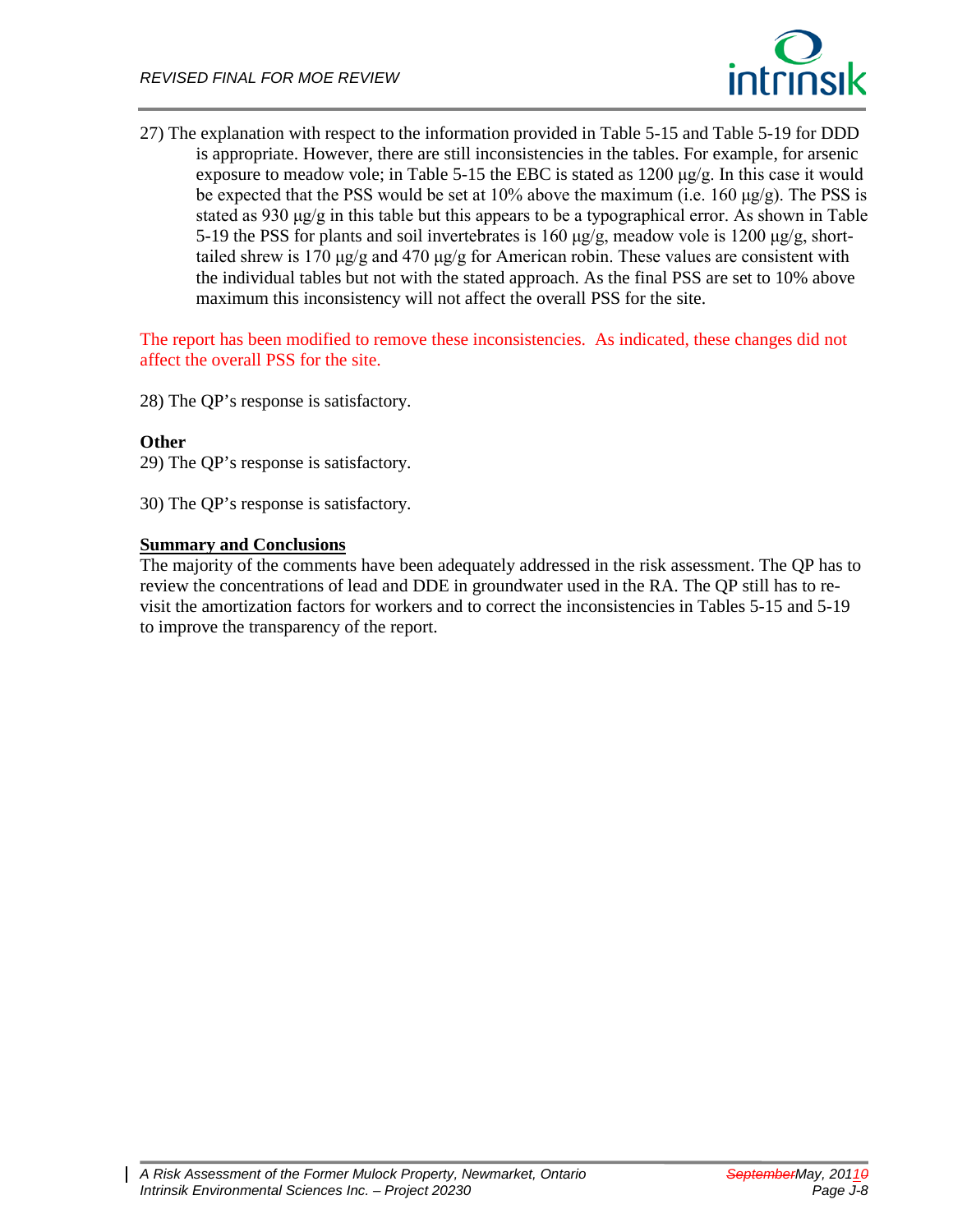27) The explanation with respect to the information provided in Table 5-15 and Table 5-19 for DDD is appropriate. However, there are still inconsistencies in the tables. For example, for arsenic exposure to meadow vole; in Table 5-15 the EBC is stated as 1200 μg/g. In this case it would be expected that the PSS would be set at 10% above the maximum (i.e. 160 μg/g). The PSS is stated as 930 μg/g in this table but this appears to be a typographical error. As shown in Table 5-19 the PSS for plants and soil invertebrates is 160 μg/g, meadow vole is 1200 μg/g, short-tailed shrew is 170 μg/g and 470 μg/g for American robin. These values are consistent with the individual tables but not with the stated approach. As the final PSS are set to 10% above maximum this inconsistency will not affect the overall PSS for the site.

The report has been modified to remove these inconsistencies. As indicated, these changes did not affect the overall PSS for the site.

28) The QP's response is satisfactory.

**Other**

29) The QP's response is satisfactory.

30) The QP's response is satisfactory.

**Summary and Conclusions**

The majority of the comments have been adequately addressed in the risk assessment. The QP has to review the concentrations of lead and DDE in groundwater used in the RA. The QP still has to re-visit the amortization factors for workers and to correct the inconsistencies in Tables 5-15 and 5-19 to improve the transparency of the report.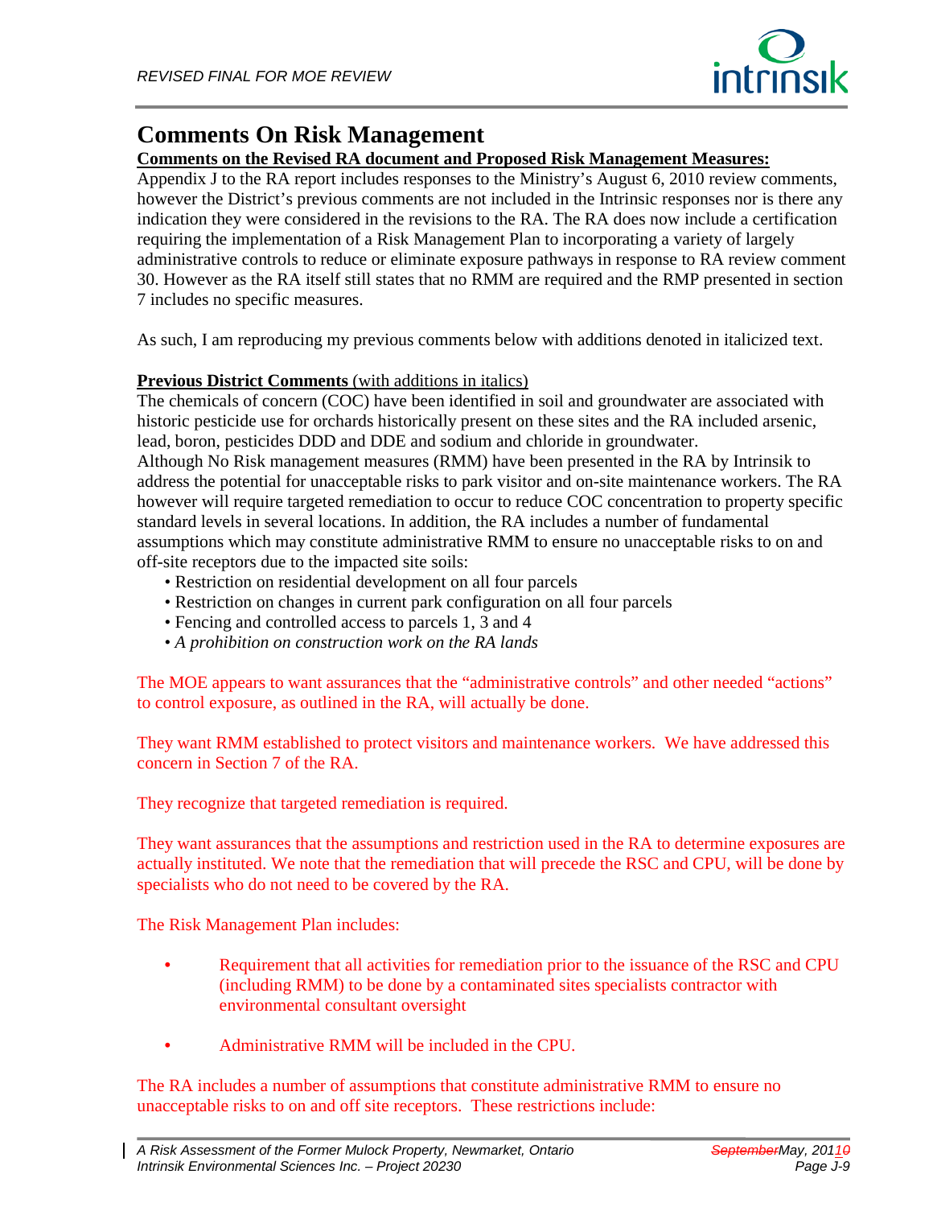# Comments On Risk Management

**Comments on the Revised RA document and Proposed Risk Management Measures:**

Appendix J to the RA report includes responses to the Ministry's August 6, 2010 review comments, however the District's previous comments are not included in the Intrinsic responses nor is there any indication they were considered in the revisions to the RA. The RA does now include a certification requiring the implementation of a Risk Management Plan to incorporating a variety of largely administrative controls to reduce or eliminate exposure pathways in response to RA review comment 30. However as the RA itself still states that no RMM are required and the RMP presented in section 7 includes no specific measures.

As such, I am reproducing my previous comments below with additions denoted in italicized text.

**Previous District Comments** (with additions in italics)

The chemicals of concern (COC) have been identified in soil and groundwater are associated with historic pesticide use for orchards historically present on these sites and the RA included arsenic, lead, boron, pesticides DDD and DDE and sodium and chloride in groundwater.

Although No Risk management measures (RMM) have been presented in the RA by Intrinsik to address the potential for unacceptable risks to park visitor and on-site maintenance workers. The RA however will require targeted remediation to occur to reduce COC concentration to property specific standard levels in several locations. In addition, the RA includes a number of fundamental assumptions which may constitute administrative RMM to ensure no unacceptable risks to on and off-site receptors due to the impacted site soils:

- Restriction on residential development on all four parcels
- Restriction on changes in current park configuration on all four parcels
- Fencing and controlled access to parcels 1, 3 and 4
- *A prohibition on construction work on the RA lands*

The MOE appears to want assurances that the "administrative controls" and other needed "actions" to control exposure, as outlined in the RA, will actually be done.

They want RMM established to protect visitors and maintenance workers. We have addressed this concern in Section 7 of the RA.

They recognize that targeted remediation is required.

They want assurances that the assumptions and restriction used in the RA to determine exposures are actually instituted. We note that the remediation that will precede the RSC and CPU, will be done by specialists who do not need to be covered by the RA.

The Risk Management Plan includes:

- Requirement that all activities for remediation prior to the issuance of the RSC and CPU (including RMM) to be done by a contaminated sites specialists contractor with environmental consultant oversight
- Administrative RMM will be included in the CPU.

The RA includes a number of assumptions that constitute administrative RMM to ensure no unacceptable risks to on and off site receptors. These restrictions include: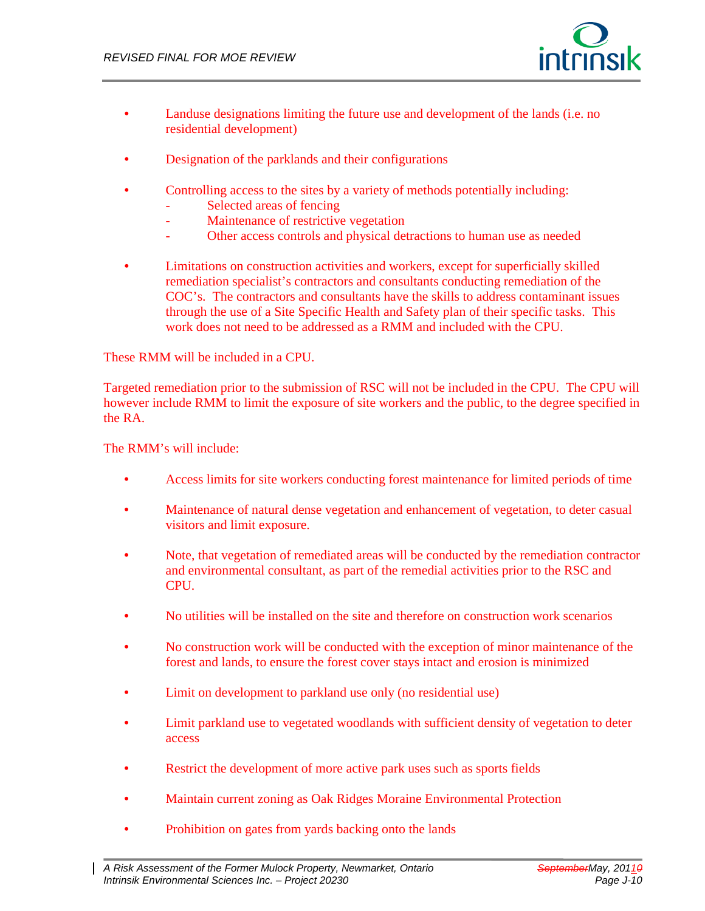- Landuse designations limiting the future use and development of the lands (i.e. no residential development)

- Designation of the parklands and their configurations

- Controlling access to the sites by a variety of methods potentially including:
  - Selected areas of fencing
  - Maintenance of restrictive vegetation
  - Other access controls and physical detractions to human use as needed

- Limitations on construction activities and workers, except for superficially skilled remediation specialist's contractors and consultants conducting remediation of the COC's. The contractors and consultants have the skills to address contaminant issues through the use of a Site Specific Health and Safety plan of their specific tasks. This work does not need to be addressed as a RMM and included with the CPU.

These RMM will be included in a CPU.

Targeted remediation prior to the submission of RSC will not be included in the CPU. The CPU will however include RMM to limit the exposure of site workers and the public, to the degree specified in the RA.

The RMM's will include:

- Access limits for site workers conducting forest maintenance for limited periods of time

- Maintenance of natural dense vegetation and enhancement of vegetation, to deter casual visitors and limit exposure.

- Note, that vegetation of remediated areas will be conducted by the remediation contractor and environmental consultant, as part of the remedial activities prior to the RSC and CPU.

- No utilities will be installed on the site and therefore on construction work scenarios

- No construction work will be conducted with the exception of minor maintenance of the forest and lands, to ensure the forest cover stays intact and erosion is minimized

- Limit on development to parkland use only (no residential use)

- Limit parkland use to vegetated woodlands with sufficient density of vegetation to deter access

- Restrict the development of more active park uses such as sports fields

- Maintain current zoning as Oak Ridges Moraine Environmental Protection

- Prohibition on gates from yards backing onto the lands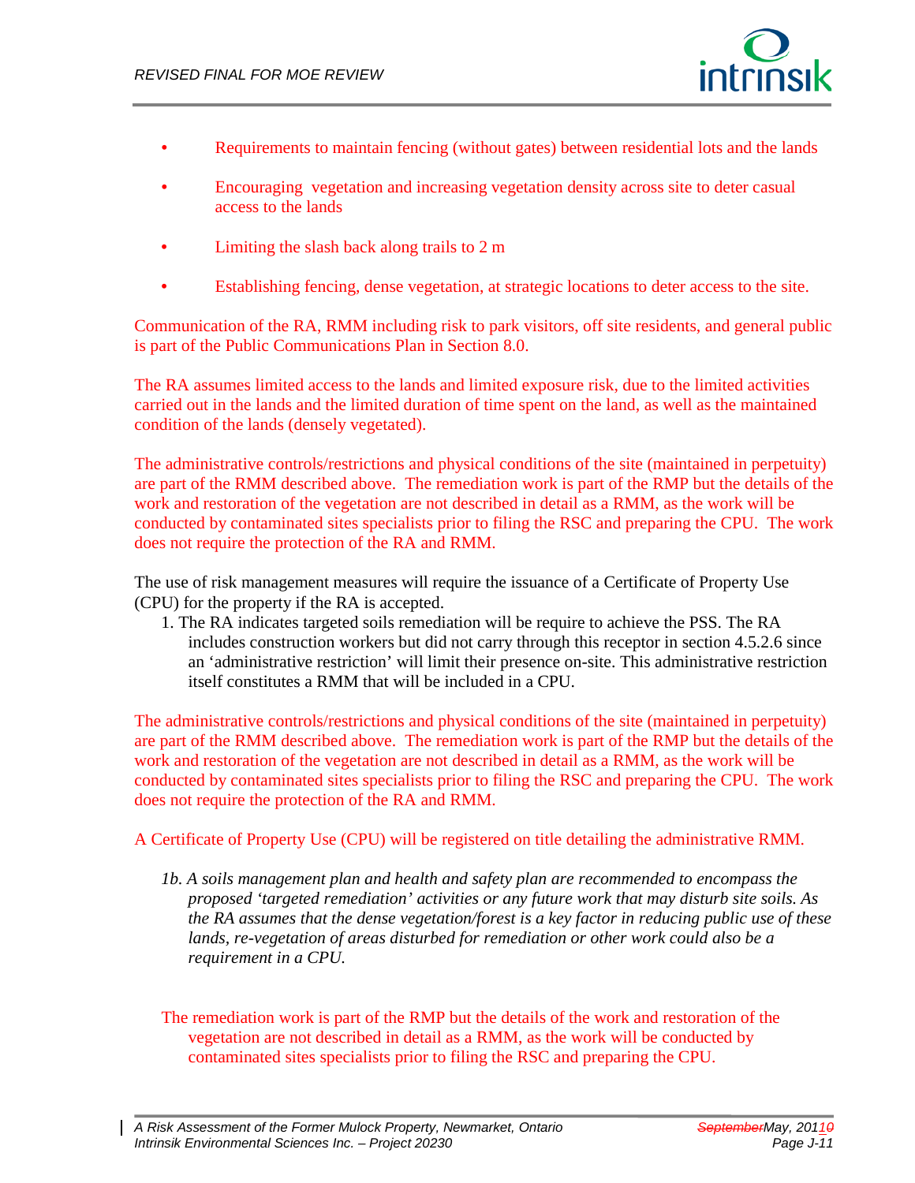- Requirements to maintain fencing (without gates) between residential lots and the lands
- Encouraging vegetation and increasing vegetation density across site to deter casual access to the lands
- Limiting the slash back along trails to 2 m
- Establishing fencing, dense vegetation, at strategic locations to deter access to the site.

Communication of the RA, RMM including risk to park visitors, off site residents, and general public is part of the Public Communications Plan in Section 8.0.

The RA assumes limited access to the lands and limited exposure risk, due to the limited activities carried out in the lands and the limited duration of time spent on the land, as well as the maintained condition of the lands (densely vegetated).

The administrative controls/restrictions and physical conditions of the site (maintained in perpetuity) are part of the RMM described above. The remediation work is part of the RMP but the details of the work and restoration of the vegetation are not described in detail as a RMM, as the work will be conducted by contaminated sites specialists prior to filing the RSC and preparing the CPU. The work does not require the protection of the RA and RMM.

The use of risk management measures will require the issuance of a Certificate of Property Use (CPU) for the property if the RA is accepted.

1. The RA indicates targeted soils remediation will be require to achieve the PSS. The RA includes construction workers but did not carry through this receptor in section 4.5.2.6 since an 'administrative restriction' will limit their presence on-site. This administrative restriction itself constitutes a RMM that will be included in a CPU.

The administrative controls/restrictions and physical conditions of the site (maintained in perpetuity) are part of the RMM described above. The remediation work is part of the RMP but the details of the work and restoration of the vegetation are not described in detail as a RMM, as the work will be conducted by contaminated sites specialists prior to filing the RSC and preparing the CPU. The work does not require the protection of the RA and RMM.

A Certificate of Property Use (CPU) will be registered on title detailing the administrative RMM.

*1b. A soils management plan and health and safety plan are recommended to encompass the proposed 'targeted remediation' activities or any future work that may disturb site soils. As the RA assumes that the dense vegetation/forest is a key factor in reducing public use of these lands, re-vegetation of areas disturbed for remediation or other work could also be a requirement in a CPU.*

The remediation work is part of the RMP but the details of the work and restoration of the vegetation are not described in detail as a RMM, as the work will be conducted by contaminated sites specialists prior to filing the RSC and preparing the CPU.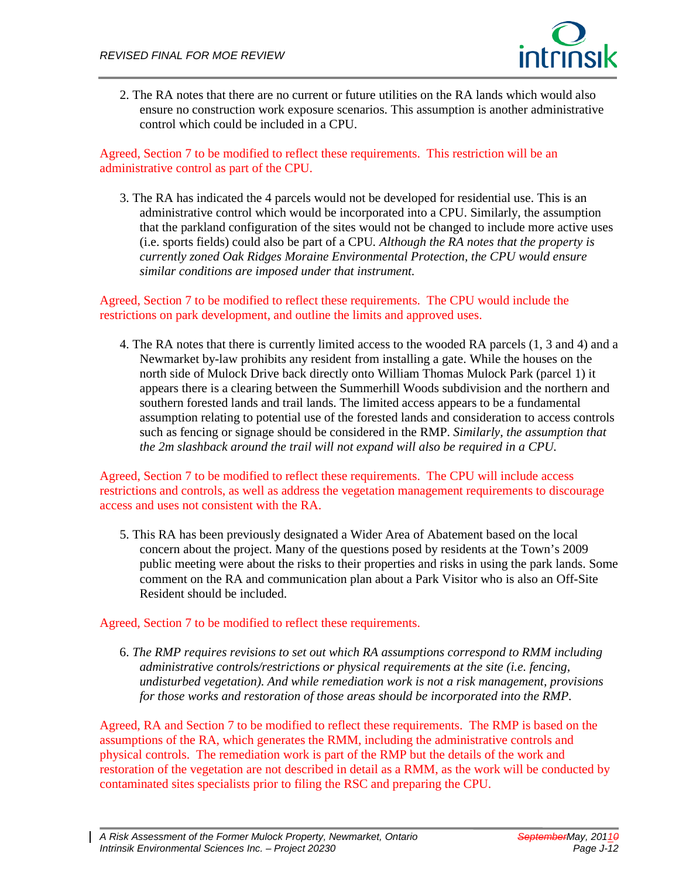2. The RA notes that there are no current or future utilities on the RA lands which would also ensure no construction work exposure scenarios. This assumption is another administrative control which could be included in a CPU.

Agreed, Section 7 to be modified to reflect these requirements. This restriction will be an administrative control as part of the CPU.

3. The RA has indicated the 4 parcels would not be developed for residential use. This is an administrative control which would be incorporated into a CPU. Similarly, the assumption that the parkland configuration of the sites would not be changed to include more active uses (i.e. sports fields) could also be part of a CPU. *Although the RA notes that the property is currently zoned Oak Ridges Moraine Environmental Protection, the CPU would ensure similar conditions are imposed under that instrument.*

Agreed, Section 7 to be modified to reflect these requirements. The CPU would include the restrictions on park development, and outline the limits and approved uses.

4. The RA notes that there is currently limited access to the wooded RA parcels (1, 3 and 4) and a Newmarket by-law prohibits any resident from installing a gate. While the houses on the north side of Mulock Drive back directly onto William Thomas Mulock Park (parcel 1) it appears there is a clearing between the Summerhill Woods subdivision and the northern and southern forested lands and trail lands. The limited access appears to be a fundamental assumption relating to potential use of the forested lands and consideration to access controls such as fencing or signage should be considered in the RMP. *Similarly, the assumption that the 2m slashback around the trail will not expand will also be required in a CPU.*

Agreed, Section 7 to be modified to reflect these requirements. The CPU will include access restrictions and controls, as well as address the vegetation management requirements to discourage access and uses not consistent with the RA.

5. This RA has been previously designated a Wider Area of Abatement based on the local concern about the project. Many of the questions posed by residents at the Town's 2009 public meeting were about the risks to their properties and risks in using the park lands. Some comment on the RA and communication plan about a Park Visitor who is also an Off-Site Resident should be included.

Agreed, Section 7 to be modified to reflect these requirements.

6. *The RMP requires revisions to set out which RA assumptions correspond to RMM including administrative controls/restrictions or physical requirements at the site (i.e. fencing, undisturbed vegetation). And while remediation work is not a risk management, provisions for those works and restoration of those areas should be incorporated into the RMP.*

Agreed, RA and Section 7 to be modified to reflect these requirements. The RMP is based on the assumptions of the RA, which generates the RMM, including the administrative controls and physical controls. The remediation work is part of the RMP but the details of the work and restoration of the vegetation are not described in detail as a RMM, as the work will be conducted by contaminated sites specialists prior to filing the RSC and preparing the CPU.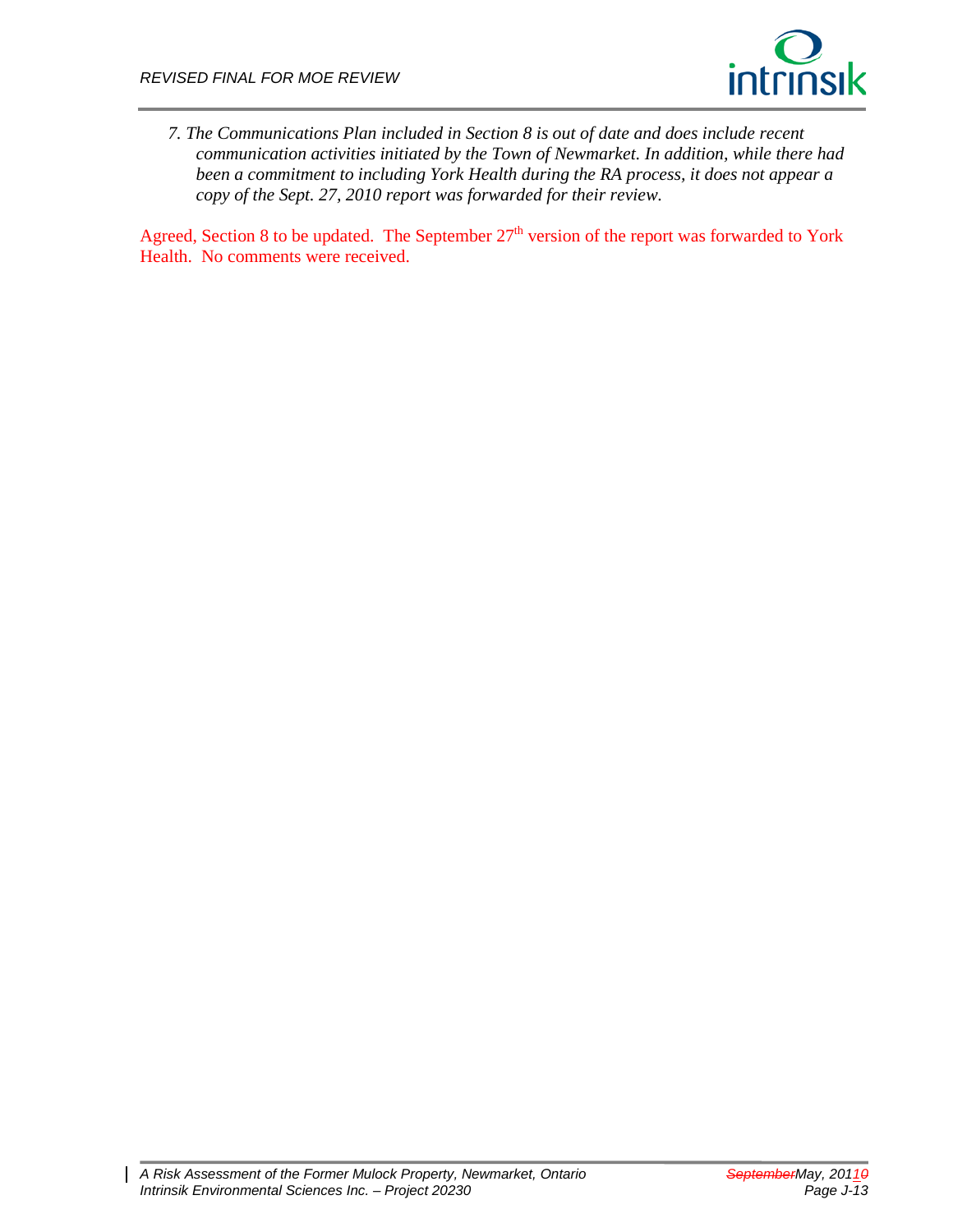*7. The Communications Plan included in Section 8 is out of date and does include recent communication activities initiated by the Town of Newmarket. In addition, while there had been a commitment to including York Health during the RA process, it does not appear a copy of the Sept. 27, 2010 report was forwarded for their review.*

Agreed, Section 8 to be updated. The September 27th version of the report was forwarded to York Health. No comments were received.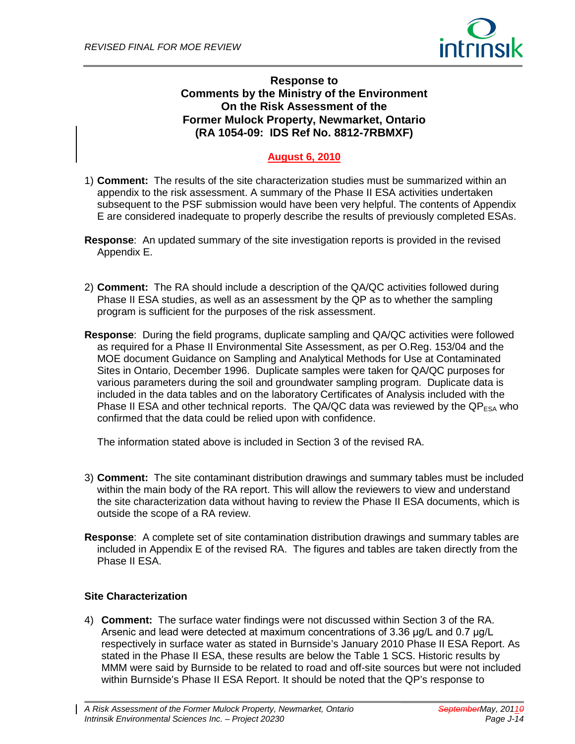**Response to**
**Comments by the Ministry of the Environment**
**On the Risk Assessment of the**
**Former Mulock Property, Newmarket, Ontario**
**(RA 1054-09: IDS Ref No. 8812-7RBMXF)**

**August 6, 2010**

1) **Comment:** The results of the site characterization studies must be summarized within an appendix to the risk assessment. A summary of the Phase II ESA activities undertaken subsequent to the PSF submission would have been very helpful. The contents of Appendix E are considered inadequate to properly describe the results of previously completed ESAs.

**Response**: An updated summary of the site investigation reports is provided in the revised Appendix E.

2) **Comment:** The RA should include a description of the QA/QC activities followed during Phase II ESA studies, as well as an assessment by the QP as to whether the sampling program is sufficient for the purposes of the risk assessment.

**Response**: During the field programs, duplicate sampling and QA/QC activities were followed as required for a Phase II Environmental Site Assessment, as per O.Reg. 153/04 and the MOE document Guidance on Sampling and Analytical Methods for Use at Contaminated Sites in Ontario, December 1996. Duplicate samples were taken for QA/QC purposes for various parameters during the soil and groundwater sampling program. Duplicate data is included in the data tables and on the laboratory Certificates of Analysis included with the Phase II ESA and other technical reports. The QA/QC data was reviewed by the $QP_{ESA}$ who confirmed that the data could be relied upon with confidence.

The information stated above is included in Section 3 of the revised RA.

3) **Comment:** The site contaminant distribution drawings and summary tables must be included within the main body of the RA report. This will allow the reviewers to view and understand the site characterization data without having to review the Phase II ESA documents, which is outside the scope of a RA review.

**Response**: A complete set of site contamination distribution drawings and summary tables are included in Appendix E of the revised RA. The figures and tables are taken directly from the Phase II ESA.

### Site Characterization

4) **Comment:** The surface water findings were not discussed within Section 3 of the RA. Arsenic and lead were detected at maximum concentrations of 3.36 µg/L and 0.7 µg/L respectively in surface water as stated in Burnside's January 2010 Phase II ESA Report. As stated in the Phase II ESA, these results are below the Table 1 SCS. Historic results by MMM were said by Burnside to be related to road and off-site sources but were not included within Burnside's Phase II ESA Report. It should be noted that the QP's response to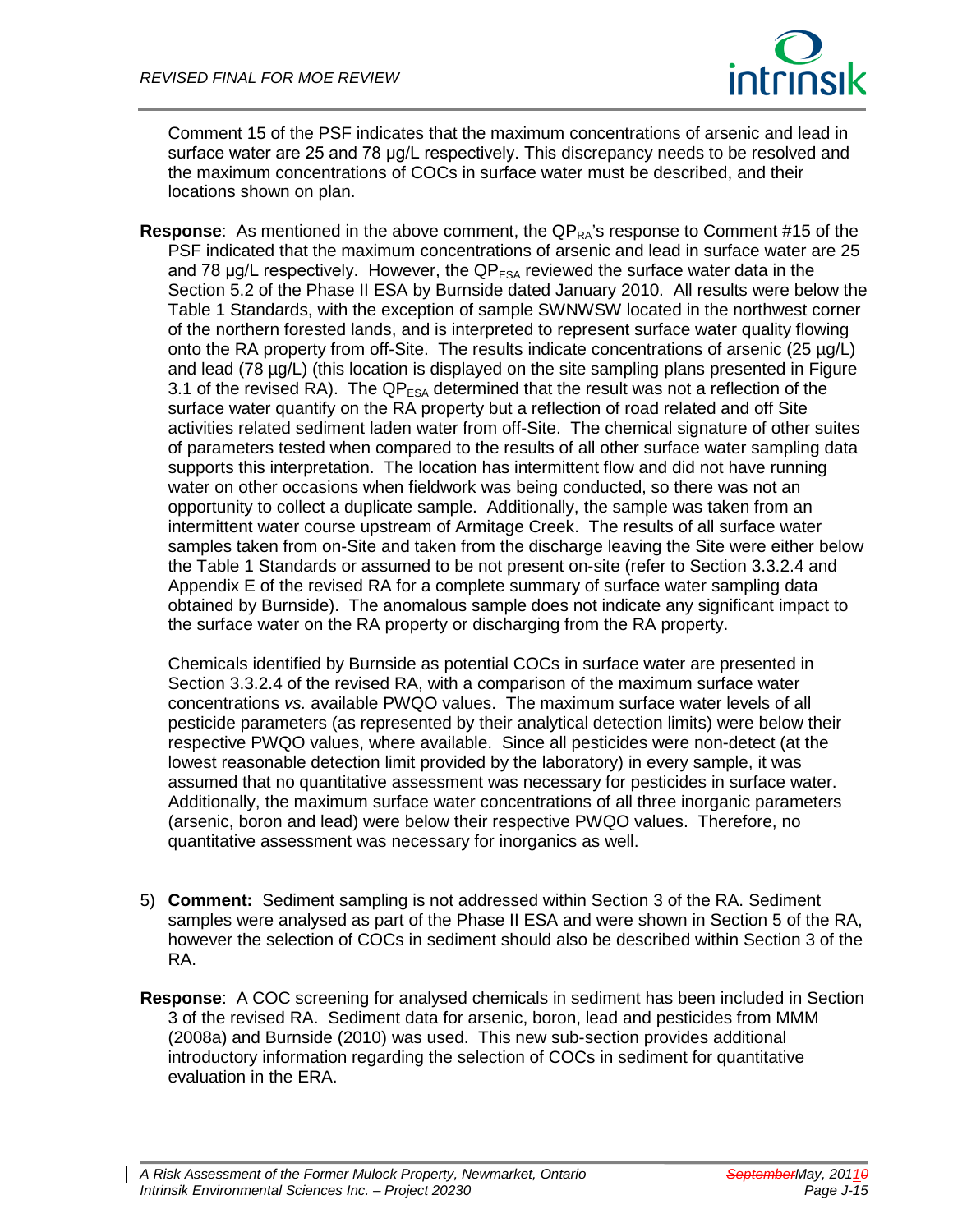Comment 15 of the PSF indicates that the maximum concentrations of arsenic and lead in surface water are 25 and 78 µg/L respectively. This discrepancy needs to be resolved and the maximum concentrations of COCs in surface water must be described, and their locations shown on plan.

**Response**: As mentioned in the above comment, the $QP_{RA}$'s response to Comment #15 of the PSF indicated that the maximum concentrations of arsenic and lead in surface water are 25 and 78 µg/L respectively. However, the $QP_{ESA}$ reviewed the surface water data in the Section 5.2 of the Phase II ESA by Burnside dated January 2010. All results were below the Table 1 Standards, with the exception of sample SWNWSW located in the northwest corner of the northern forested lands, and is interpreted to represent surface water quality flowing onto the RA property from off-Site. The results indicate concentrations of arsenic (25 µg/L) and lead (78 µg/L) (this location is displayed on the site sampling plans presented in Figure 3.1 of the revised RA). The $QP_{ESA}$ determined that the result was not a reflection of the surface water quantify on the RA property but a reflection of road related and off Site activities related sediment laden water from off-Site. The chemical signature of other suites of parameters tested when compared to the results of all other surface water sampling data supports this interpretation. The location has intermittent flow and did not have running water on other occasions when fieldwork was being conducted, so there was not an opportunity to collect a duplicate sample. Additionally, the sample was taken from an intermittent water course upstream of Armitage Creek. The results of all surface water samples taken from on-Site and taken from the discharge leaving the Site were either below the Table 1 Standards or assumed to be not present on-site (refer to Section 3.3.2.4 and Appendix E of the revised RA for a complete summary of surface water sampling data obtained by Burnside). The anomalous sample does not indicate any significant impact to the surface water on the RA property or discharging from the RA property.

Chemicals identified by Burnside as potential COCs in surface water are presented in Section 3.3.2.4 of the revised RA, with a comparison of the maximum surface water concentrations *vs.* available PWQO values. The maximum surface water levels of all pesticide parameters (as represented by their analytical detection limits) were below their respective PWQO values, where available. Since all pesticides were non-detect (at the lowest reasonable detection limit provided by the laboratory) in every sample, it was assumed that no quantitative assessment was necessary for pesticides in surface water. Additionally, the maximum surface water concentrations of all three inorganic parameters (arsenic, boron and lead) were below their respective PWQO values. Therefore, no quantitative assessment was necessary for inorganics as well.

5) **Comment:** Sediment sampling is not addressed within Section 3 of the RA. Sediment samples were analysed as part of the Phase II ESA and were shown in Section 5 of the RA, however the selection of COCs in sediment should also be described within Section 3 of the RA.

**Response**: A COC screening for analysed chemicals in sediment has been included in Section 3 of the revised RA. Sediment data for arsenic, boron, lead and pesticides from MMM (2008a) and Burnside (2010) was used. This new sub-section provides additional introductory information regarding the selection of COCs in sediment for quantitative evaluation in the ERA.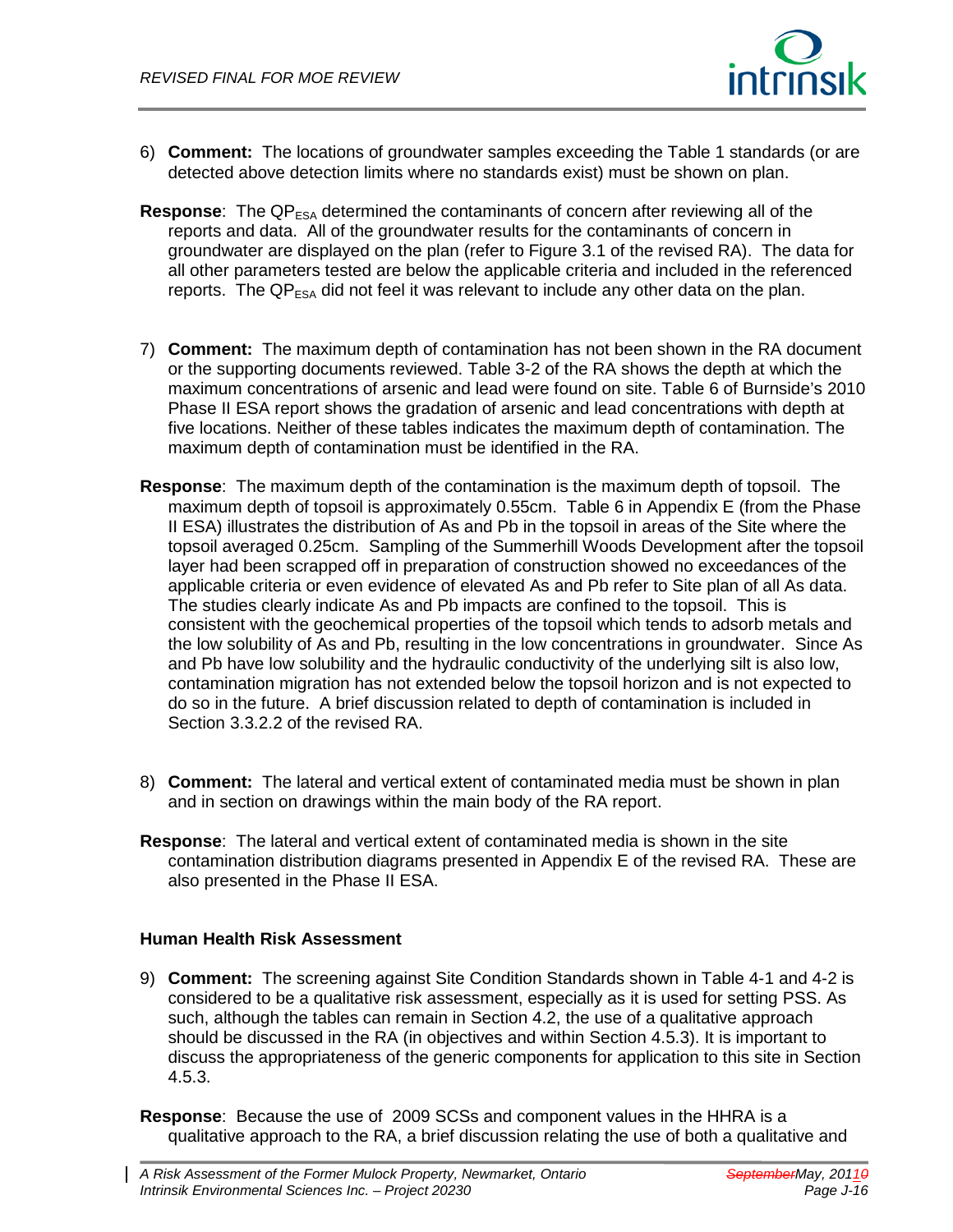6) **Comment:** The locations of groundwater samples exceeding the Table 1 standards (or are detected above detection limits where no standards exist) must be shown on plan.

**Response**: The $QP_{ESA}$ determined the contaminants of concern after reviewing all of the reports and data. All of the groundwater results for the contaminants of concern in groundwater are displayed on the plan (refer to Figure 3.1 of the revised RA). The data for all other parameters tested are below the applicable criteria and included in the referenced reports. The $QP_{ESA}$ did not feel it was relevant to include any other data on the plan.

7) **Comment:** The maximum depth of contamination has not been shown in the RA document or the supporting documents reviewed. Table 3-2 of the RA shows the depth at which the maximum concentrations of arsenic and lead were found on site. Table 6 of Burnside's 2010 Phase II ESA report shows the gradation of arsenic and lead concentrations with depth at five locations. Neither of these tables indicates the maximum depth of contamination. The maximum depth of contamination must be identified in the RA.

**Response**: The maximum depth of the contamination is the maximum depth of topsoil. The maximum depth of topsoil is approximately 0.55cm. Table 6 in Appendix E (from the Phase II ESA) illustrates the distribution of As and Pb in the topsoil in areas of the Site where the topsoil averaged 0.25cm. Sampling of the Summerhill Woods Development after the topsoil layer had been scrapped off in preparation of construction showed no exceedances of the applicable criteria or even evidence of elevated As and Pb refer to Site plan of all As data. The studies clearly indicate As and Pb impacts are confined to the topsoil. This is consistent with the geochemical properties of the topsoil which tends to adsorb metals and the low solubility of As and Pb, resulting in the low concentrations in groundwater. Since As and Pb have low solubility and the hydraulic conductivity of the underlying silt is also low, contamination migration has not extended below the topsoil horizon and is not expected to do so in the future. A brief discussion related to depth of contamination is included in Section 3.3.2.2 of the revised RA.

8) **Comment:** The lateral and vertical extent of contaminated media must be shown in plan and in section on drawings within the main body of the RA report.

**Response**: The lateral and vertical extent of contaminated media is shown in the site contamination distribution diagrams presented in Appendix E of the revised RA. These are also presented in the Phase II ESA.

### Human Health Risk Assessment

9) **Comment:** The screening against Site Condition Standards shown in Table 4-1 and 4-2 is considered to be a qualitative risk assessment, especially as it is used for setting PSS. As such, although the tables can remain in Section 4.2, the use of a qualitative approach should be discussed in the RA (in objectives and within Section 4.5.3). It is important to discuss the appropriateness of the generic components for application to this site in Section 4.5.3.

**Response**: Because the use of 2009 SCSs and component values in the HHRA is a qualitative approach to the RA, a brief discussion relating the use of both a qualitative and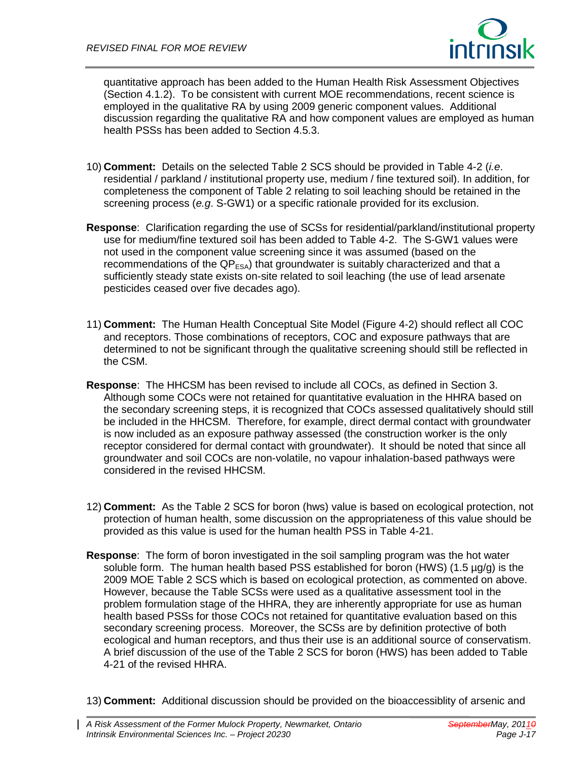quantitative approach has been added to the Human Health Risk Assessment Objectives (Section 4.1.2). To be consistent with current MOE recommendations, recent science is employed in the qualitative RA by using 2009 generic component values. Additional discussion regarding the qualitative RA and how component values are employed as human health PSSs has been added to Section 4.5.3.

10) **Comment:** Details on the selected Table 2 SCS should be provided in Table 4-2 (*i.e*. residential / parkland / institutional property use, medium / fine textured soil). In addition, for completeness the component of Table 2 relating to soil leaching should be retained in the screening process (*e.g*. S-GW1) or a specific rationale provided for its exclusion.

**Response**: Clarification regarding the use of SCSs for residential/parkland/institutional property use for medium/fine textured soil has been added to Table 4-2. The S-GW1 values were not used in the component value screening since it was assumed (based on the recommendations of the $QP_{ESA}$) that groundwater is suitably characterized and that a sufficiently steady state exists on-site related to soil leaching (the use of lead arsenate pesticides ceased over five decades ago).

11) **Comment:** The Human Health Conceptual Site Model (Figure 4-2) should reflect all COC and receptors. Those combinations of receptors, COC and exposure pathways that are determined to not be significant through the qualitative screening should still be reflected in the CSM.

**Response**: The HHCSM has been revised to include all COCs, as defined in Section 3. Although some COCs were not retained for quantitative evaluation in the HHRA based on the secondary screening steps, it is recognized that COCs assessed qualitatively should still be included in the HHCSM. Therefore, for example, direct dermal contact with groundwater is now included as an exposure pathway assessed (the construction worker is the only receptor considered for dermal contact with groundwater). It should be noted that since all groundwater and soil COCs are non-volatile, no vapour inhalation-based pathways were considered in the revised HHCSM.

12) **Comment:** As the Table 2 SCS for boron (hws) value is based on ecological protection, not protection of human health, some discussion on the appropriateness of this value should be provided as this value is used for the human health PSS in Table 4-21.

**Response**: The form of boron investigated in the soil sampling program was the hot water soluble form. The human health based PSS established for boron (HWS) (1.5 µg/g) is the 2009 MOE Table 2 SCS which is based on ecological protection, as commented on above. However, because the Table SCSs were used as a qualitative assessment tool in the problem formulation stage of the HHRA, they are inherently appropriate for use as human health based PSSs for those COCs not retained for quantitative evaluation based on this secondary screening process. Moreover, the SCSs are by definition protective of both ecological and human receptors, and thus their use is an additional source of conservatism. A brief discussion of the use of the Table 2 SCS for boron (HWS) has been added to Table 4-21 of the revised HHRA.

13) **Comment:** Additional discussion should be provided on the bioaccessiblity of arsenic and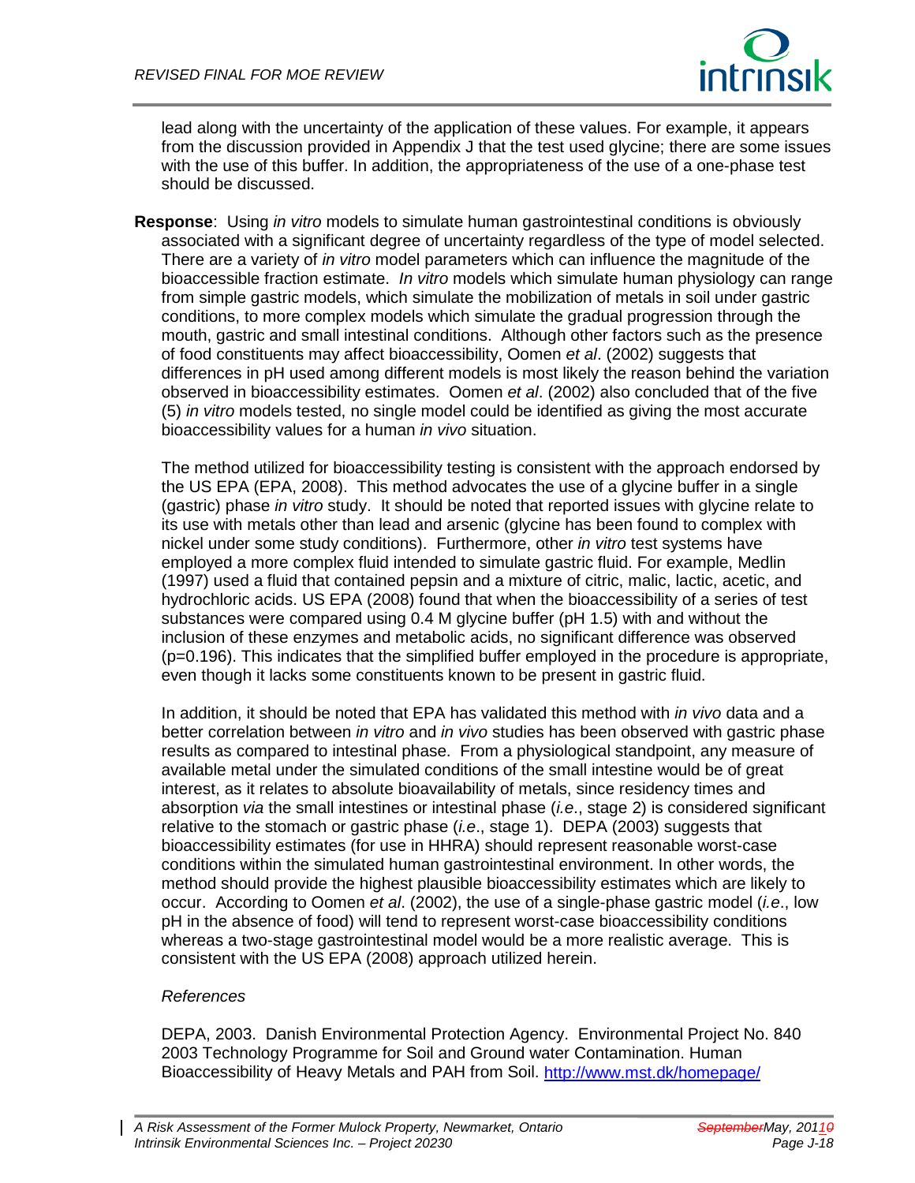lead along with the uncertainty of the application of these values. For example, it appears from the discussion provided in Appendix J that the test used glycine; there are some issues with the use of this buffer. In addition, the appropriateness of the use of a one-phase test should be discussed.

**Response**: Using *in vitro* models to simulate human gastrointestinal conditions is obviously associated with a significant degree of uncertainty regardless of the type of model selected. There are a variety of *in vitro* model parameters which can influence the magnitude of the bioaccessible fraction estimate. *In vitro* models which simulate human physiology can range from simple gastric models, which simulate the mobilization of metals in soil under gastric conditions, to more complex models which simulate the gradual progression through the mouth, gastric and small intestinal conditions. Although other factors such as the presence of food constituents may affect bioaccessibility, Oomen *et al*. (2002) suggests that differences in pH used among different models is most likely the reason behind the variation observed in bioaccessibility estimates. Oomen *et al*. (2002) also concluded that of the five (5) *in vitro* models tested, no single model could be identified as giving the most accurate bioaccessibility values for a human *in vivo* situation.

The method utilized for bioaccessibility testing is consistent with the approach endorsed by the US EPA (EPA, 2008). This method advocates the use of a glycine buffer in a single (gastric) phase *in vitro* study. It should be noted that reported issues with glycine relate to its use with metals other than lead and arsenic (glycine has been found to complex with nickel under some study conditions). Furthermore, other *in vitro* test systems have employed a more complex fluid intended to simulate gastric fluid. For example, Medlin (1997) used a fluid that contained pepsin and a mixture of citric, malic, lactic, acetic, and hydrochloric acids. US EPA (2008) found that when the bioaccessibility of a series of test substances were compared using 0.4 M glycine buffer (pH 1.5) with and without the inclusion of these enzymes and metabolic acids, no significant difference was observed ($p=0.196$). This indicates that the simplified buffer employed in the procedure is appropriate, even though it lacks some constituents known to be present in gastric fluid.

In addition, it should be noted that EPA has validated this method with *in vivo* data and a better correlation between *in vitro* and *in vivo* studies has been observed with gastric phase results as compared to intestinal phase. From a physiological standpoint, any measure of available metal under the simulated conditions of the small intestine would be of great interest, as it relates to absolute bioavailability of metals, since residency times and absorption *via* the small intestines or intestinal phase (*i.e*., stage 2) is considered significant relative to the stomach or gastric phase (*i.e*., stage 1). DEPA (2003) suggests that bioaccessibility estimates (for use in HHRA) should represent reasonable worst-case conditions within the simulated human gastrointestinal environment. In other words, the method should provide the highest plausible bioaccessibility estimates which are likely to occur. According to Oomen *et al*. (2002), the use of a single-phase gastric model (*i.e*., low pH in the absence of food) will tend to represent worst-case bioaccessibility conditions whereas a two-stage gastrointestinal model would be a more realistic average. This is consistent with the US EPA (2008) approach utilized herein.

*References*

DEPA, 2003. Danish Environmental Protection Agency. Environmental Project No. 840 2003 Technology Programme for Soil and Ground water Contamination. Human Bioaccessibility of Heavy Metals and PAH from Soil. http://www.mst.dk/homepage/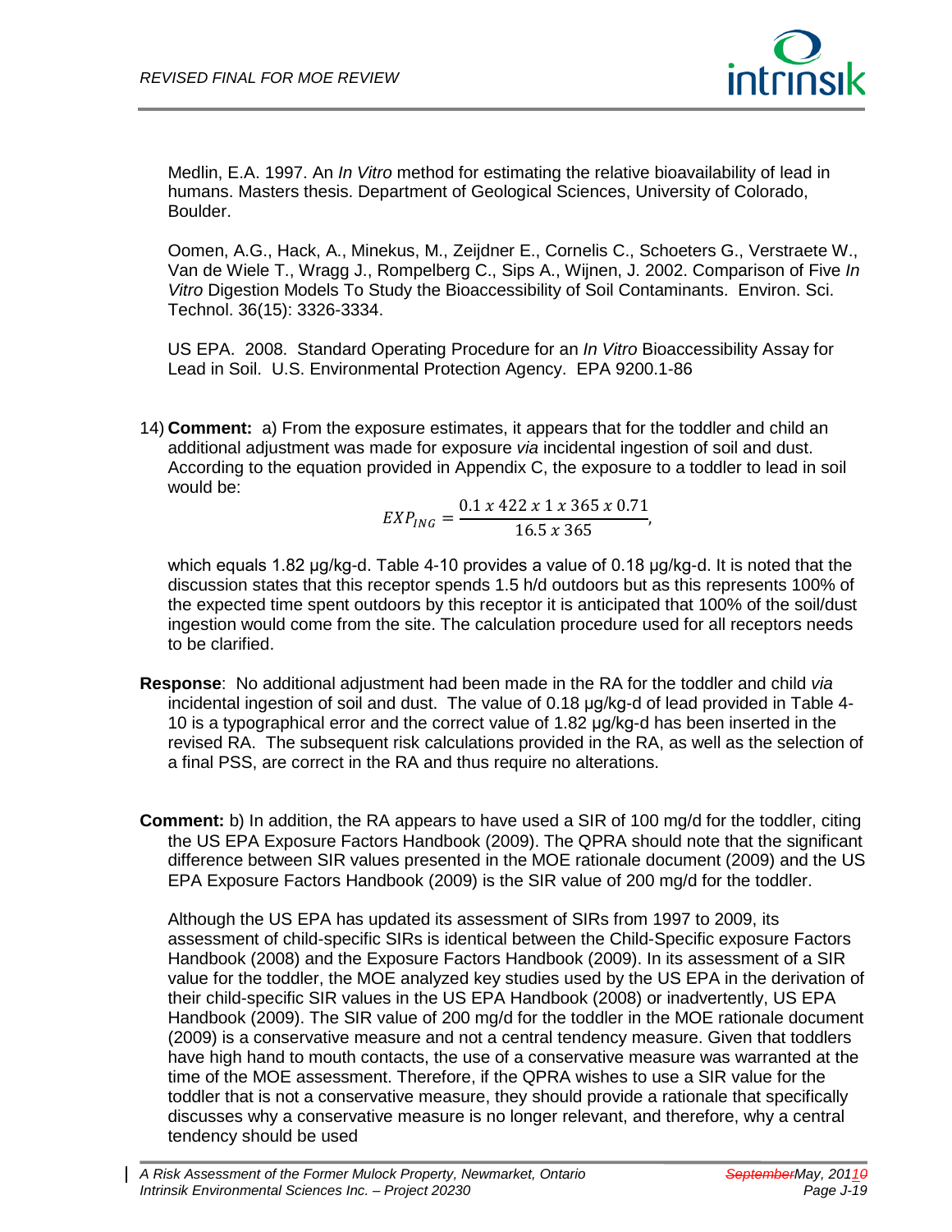Medlin, E.A. 1997. An *In Vitro* method for estimating the relative bioavailability of lead in humans. Masters thesis. Department of Geological Sciences, University of Colorado, Boulder.

Oomen, A.G., Hack, A., Minekus, M., Zeijdner E., Cornelis C., Schoeters G., Verstraete W., Van de Wiele T., Wragg J., Rompelberg C., Sips A., Wijnen, J. 2002. Comparison of Five *In Vitro* Digestion Models To Study the Bioaccessibility of Soil Contaminants. Environ. Sci. Technol. 36(15): 3326-3334.

US EPA. 2008. Standard Operating Procedure for an *In Vitro* Bioaccessibility Assay for Lead in Soil. U.S. Environmental Protection Agency. EPA 9200.1-86

14) **Comment:** a) From the exposure estimates, it appears that for the toddler and child an additional adjustment was made for exposure *via* incidental ingestion of soil and dust. According to the equation provided in Appendix C, the exposure to a toddler to lead in soil would be:

$$EXP_{ING} = \frac{0.1 \ x \ 422 \ x \ 1 \ x \ 365 \ x \ 0.71}{16.5 \ x \ 365},$$

which equals 1.82 µg/kg-d. Table 4-10 provides a value of 0.18 µg/kg-d. It is noted that the discussion states that this receptor spends 1.5 h/d outdoors but as this represents 100% of the expected time spent outdoors by this receptor it is anticipated that 100% of the soil/dust ingestion would come from the site. The calculation procedure used for all receptors needs to be clarified.

**Response**: No additional adjustment had been made in the RA for the toddler and child *via* incidental ingestion of soil and dust. The value of 0.18 µg/kg-d of lead provided in Table 4-10 is a typographical error and the correct value of 1.82 µg/kg-d has been inserted in the revised RA. The subsequent risk calculations provided in the RA, as well as the selection of a final PSS, are correct in the RA and thus require no alterations.

**Comment:** b) In addition, the RA appears to have used a SIR of 100 mg/d for the toddler, citing the US EPA Exposure Factors Handbook (2009). The QPRA should note that the significant difference between SIR values presented in the MOE rationale document (2009) and the US EPA Exposure Factors Handbook (2009) is the SIR value of 200 mg/d for the toddler.

Although the US EPA has updated its assessment of SIRs from 1997 to 2009, its assessment of child-specific SIRs is identical between the Child-Specific exposure Factors Handbook (2008) and the Exposure Factors Handbook (2009). In its assessment of a SIR value for the toddler, the MOE analyzed key studies used by the US EPA in the derivation of their child-specific SIR values in the US EPA Handbook (2008) or inadvertently, US EPA Handbook (2009). The SIR value of 200 mg/d for the toddler in the MOE rationale document (2009) is a conservative measure and not a central tendency measure. Given that toddlers have high hand to mouth contacts, the use of a conservative measure was warranted at the time of the MOE assessment. Therefore, if the QPRA wishes to use a SIR value for the toddler that is not a conservative measure, they should provide a rationale that specifically discusses why a conservative measure is no longer relevant, and therefore, why a central tendency should be used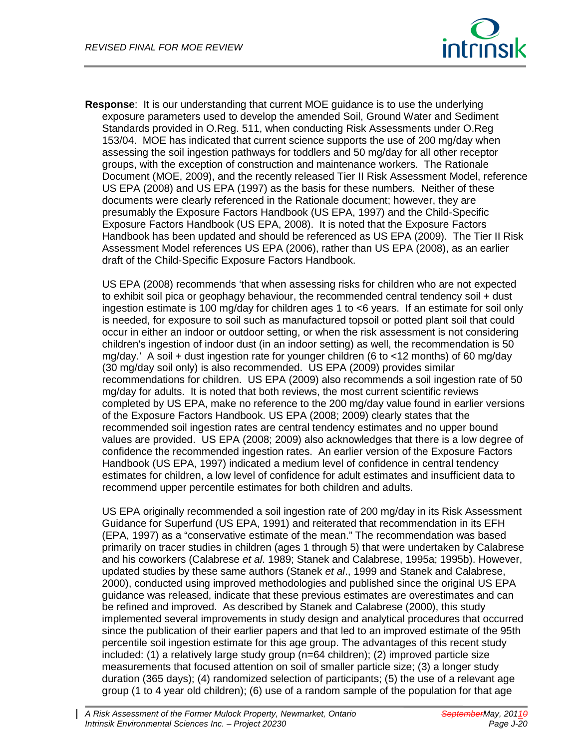**Response**: It is our understanding that current MOE guidance is to use the underlying exposure parameters used to develop the amended Soil, Ground Water and Sediment Standards provided in O.Reg. 511, when conducting Risk Assessments under O.Reg 153/04. MOE has indicated that current science supports the use of 200 mg/day when assessing the soil ingestion pathways for toddlers and 50 mg/day for all other receptor groups, with the exception of construction and maintenance workers. The Rationale Document (MOE, 2009), and the recently released Tier II Risk Assessment Model, reference US EPA (2008) and US EPA (1997) as the basis for these numbers. Neither of these documents were clearly referenced in the Rationale document; however, they are presumably the Exposure Factors Handbook (US EPA, 1997) and the Child-Specific Exposure Factors Handbook (US EPA, 2008). It is noted that the Exposure Factors Handbook has been updated and should be referenced as US EPA (2009). The Tier II Risk Assessment Model references US EPA (2006), rather than US EPA (2008), as an earlier draft of the Child-Specific Exposure Factors Handbook.

US EPA (2008) recommends 'that when assessing risks for children who are not expected to exhibit soil pica or geophagy behaviour, the recommended central tendency soil + dust ingestion estimate is 100 mg/day for children ages 1 to <6 years. If an estimate for soil only is needed, for exposure to soil such as manufactured topsoil or potted plant soil that could occur in either an indoor or outdoor setting, or when the risk assessment is not considering children's ingestion of indoor dust (in an indoor setting) as well, the recommendation is 50 mg/day.' A soil + dust ingestion rate for younger children (6 to <12 months) of 60 mg/day (30 mg/day soil only) is also recommended. US EPA (2009) provides similar recommendations for children. US EPA (2009) also recommends a soil ingestion rate of 50 mg/day for adults. It is noted that both reviews, the most current scientific reviews completed by US EPA, make no reference to the 200 mg/day value found in earlier versions of the Exposure Factors Handbook. US EPA (2008; 2009) clearly states that the recommended soil ingestion rates are central tendency estimates and no upper bound values are provided. US EPA (2008; 2009) also acknowledges that there is a low degree of confidence the recommended ingestion rates. An earlier version of the Exposure Factors Handbook (US EPA, 1997) indicated a medium level of confidence in central tendency estimates for children, a low level of confidence for adult estimates and insufficient data to recommend upper percentile estimates for both children and adults.

US EPA originally recommended a soil ingestion rate of 200 mg/day in its Risk Assessment Guidance for Superfund (US EPA, 1991) and reiterated that recommendation in its EFH (EPA, 1997) as a "conservative estimate of the mean." The recommendation was based primarily on tracer studies in children (ages 1 through 5) that were undertaken by Calabrese and his coworkers (Calabrese *et al*. 1989; Stanek and Calabrese, 1995a; 1995b). However, updated studies by these same authors (Stanek *et al*., 1999 and Stanek and Calabrese, 2000), conducted using improved methodologies and published since the original US EPA guidance was released, indicate that these previous estimates are overestimates and can be refined and improved. As described by Stanek and Calabrese (2000), this study implemented several improvements in study design and analytical procedures that occurred since the publication of their earlier papers and that led to an improved estimate of the 95th percentile soil ingestion estimate for this age group. The advantages of this recent study included: (1) a relatively large study group (n=64 children); (2) improved particle size measurements that focused attention on soil of smaller particle size; (3) a longer study duration (365 days); (4) randomized selection of participants; (5) the use of a relevant age group (1 to 4 year old children); (6) use of a random sample of the population for that age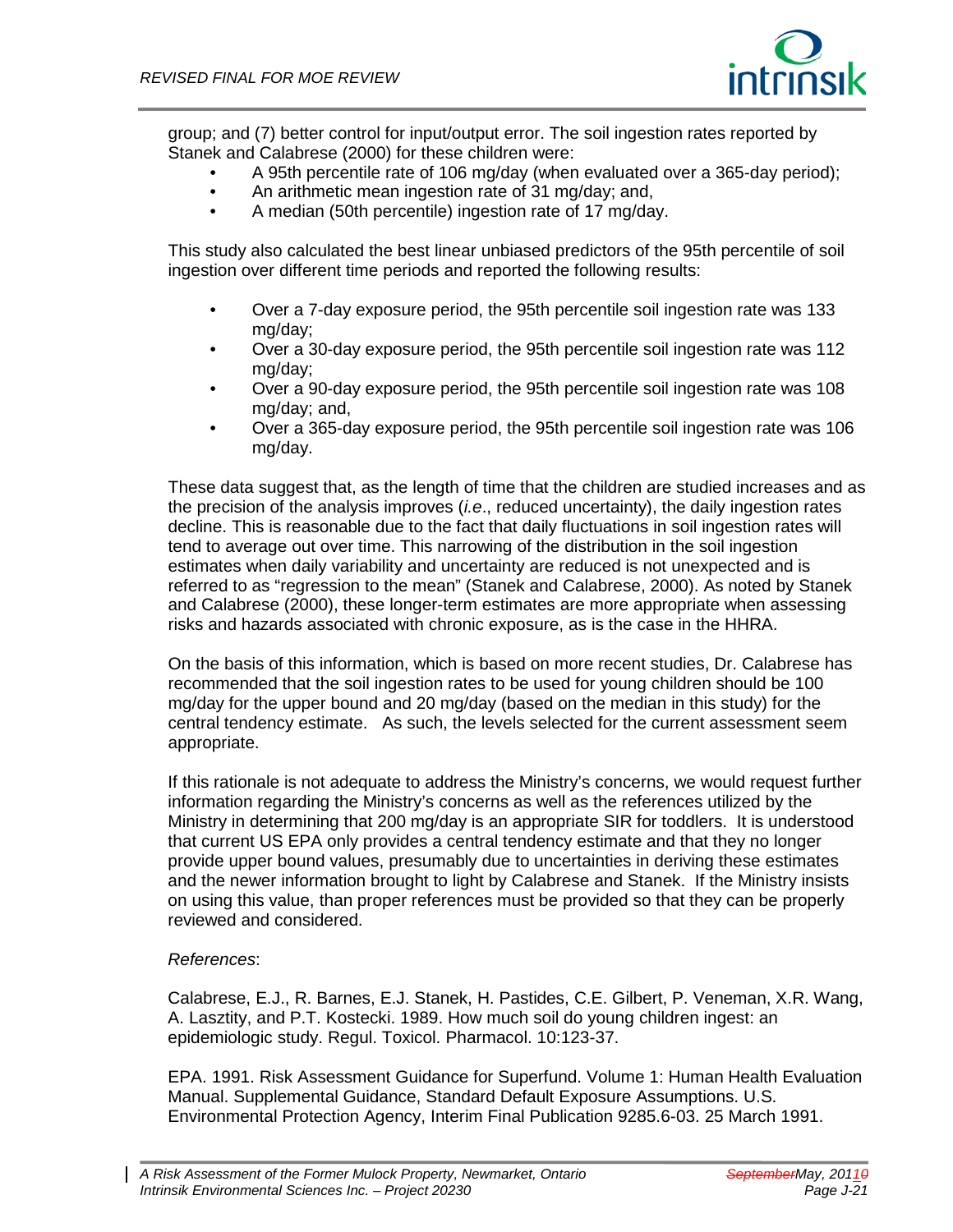group; and (7) better control for input/output error. The soil ingestion rates reported by Stanek and Calabrese (2000) for these children were:

- A 95th percentile rate of 106 mg/day (when evaluated over a 365-day period);
- An arithmetic mean ingestion rate of 31 mg/day; and,
- A median (50th percentile) ingestion rate of 17 mg/day.

This study also calculated the best linear unbiased predictors of the 95th percentile of soil ingestion over different time periods and reported the following results:

- Over a 7-day exposure period, the 95th percentile soil ingestion rate was 133 mg/day;
- Over a 30-day exposure period, the 95th percentile soil ingestion rate was 112 mg/day;
- Over a 90-day exposure period, the 95th percentile soil ingestion rate was 108 mg/day; and,
- Over a 365-day exposure period, the 95th percentile soil ingestion rate was 106 mg/day.

These data suggest that, as the length of time that the children are studied increases and as the precision of the analysis improves (*i.e*., reduced uncertainty), the daily ingestion rates decline. This is reasonable due to the fact that daily fluctuations in soil ingestion rates will tend to average out over time. This narrowing of the distribution in the soil ingestion estimates when daily variability and uncertainty are reduced is not unexpected and is referred to as "regression to the mean" (Stanek and Calabrese, 2000). As noted by Stanek and Calabrese (2000), these longer-term estimates are more appropriate when assessing risks and hazards associated with chronic exposure, as is the case in the HHRA.

On the basis of this information, which is based on more recent studies, Dr. Calabrese has recommended that the soil ingestion rates to be used for young children should be 100 mg/day for the upper bound and 20 mg/day (based on the median in this study) for the central tendency estimate. As such, the levels selected for the current assessment seem appropriate.

If this rationale is not adequate to address the Ministry's concerns, we would request further information regarding the Ministry's concerns as well as the references utilized by the Ministry in determining that 200 mg/day is an appropriate SIR for toddlers. It is understood that current US EPA only provides a central tendency estimate and that they no longer provide upper bound values, presumably due to uncertainties in deriving these estimates and the newer information brought to light by Calabrese and Stanek. If the Ministry insists on using this value, than proper references must be provided so that they can be properly reviewed and considered.

*References*:

Calabrese, E.J., R. Barnes, E.J. Stanek, H. Pastides, C.E. Gilbert, P. Veneman, X.R. Wang, A. Lasztity, and P.T. Kostecki. 1989. How much soil do young children ingest: an epidemiologic study. Regul. Toxicol. Pharmacol. 10:123-37.

EPA. 1991. Risk Assessment Guidance for Superfund. Volume 1: Human Health Evaluation Manual. Supplemental Guidance, Standard Default Exposure Assumptions. U.S. Environmental Protection Agency, Interim Final Publication 9285.6-03. 25 March 1991.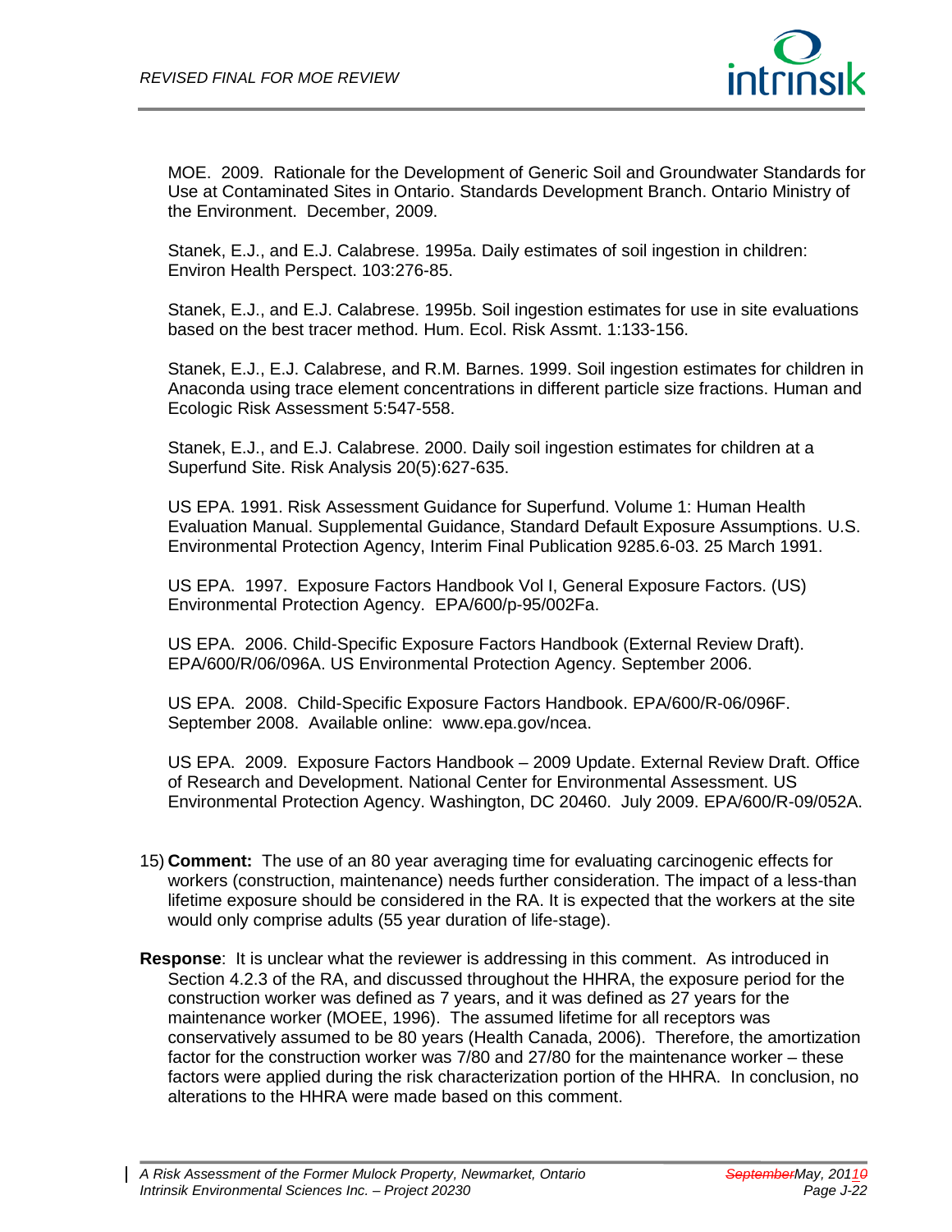MOE. 2009. Rationale for the Development of Generic Soil and Groundwater Standards for Use at Contaminated Sites in Ontario. Standards Development Branch. Ontario Ministry of the Environment. December, 2009.

Stanek, E.J., and E.J. Calabrese. 1995a. Daily estimates of soil ingestion in children: Environ Health Perspect. 103:276-85.

Stanek, E.J., and E.J. Calabrese. 1995b. Soil ingestion estimates for use in site evaluations based on the best tracer method. Hum. Ecol. Risk Assmt. 1:133-156.

Stanek, E.J., E.J. Calabrese, and R.M. Barnes. 1999. Soil ingestion estimates for children in Anaconda using trace element concentrations in different particle size fractions. Human and Ecologic Risk Assessment 5:547-558.

Stanek, E.J., and E.J. Calabrese. 2000. Daily soil ingestion estimates for children at a Superfund Site. Risk Analysis 20(5):627-635.

US EPA. 1991. Risk Assessment Guidance for Superfund. Volume 1: Human Health Evaluation Manual. Supplemental Guidance, Standard Default Exposure Assumptions. U.S. Environmental Protection Agency, Interim Final Publication 9285.6-03. 25 March 1991.

US EPA. 1997. Exposure Factors Handbook Vol I, General Exposure Factors. (US) Environmental Protection Agency. EPA/600/p-95/002Fa.

US EPA. 2006. Child-Specific Exposure Factors Handbook (External Review Draft). EPA/600/R/06/096A. US Environmental Protection Agency. September 2006.

US EPA. 2008. Child-Specific Exposure Factors Handbook. EPA/600/R-06/096F. September 2008. Available online: www.epa.gov/ncea.

US EPA. 2009. Exposure Factors Handbook – 2009 Update. External Review Draft. Office of Research and Development. National Center for Environmental Assessment. US Environmental Protection Agency. Washington, DC 20460. July 2009. EPA/600/R-09/052A.

15) **Comment:** The use of an 80 year averaging time for evaluating carcinogenic effects for workers (construction, maintenance) needs further consideration. The impact of a less-than lifetime exposure should be considered in the RA. It is expected that the workers at the site would only comprise adults (55 year duration of life-stage).

**Response**: It is unclear what the reviewer is addressing in this comment. As introduced in Section 4.2.3 of the RA, and discussed throughout the HHRA, the exposure period for the construction worker was defined as 7 years, and it was defined as 27 years for the maintenance worker (MOEE, 1996). The assumed lifetime for all receptors was conservatively assumed to be 80 years (Health Canada, 2006). Therefore, the amortization factor for the construction worker was 7/80 and 27/80 for the maintenance worker – these factors were applied during the risk characterization portion of the HHRA. In conclusion, no alterations to the HHRA were made based on this comment.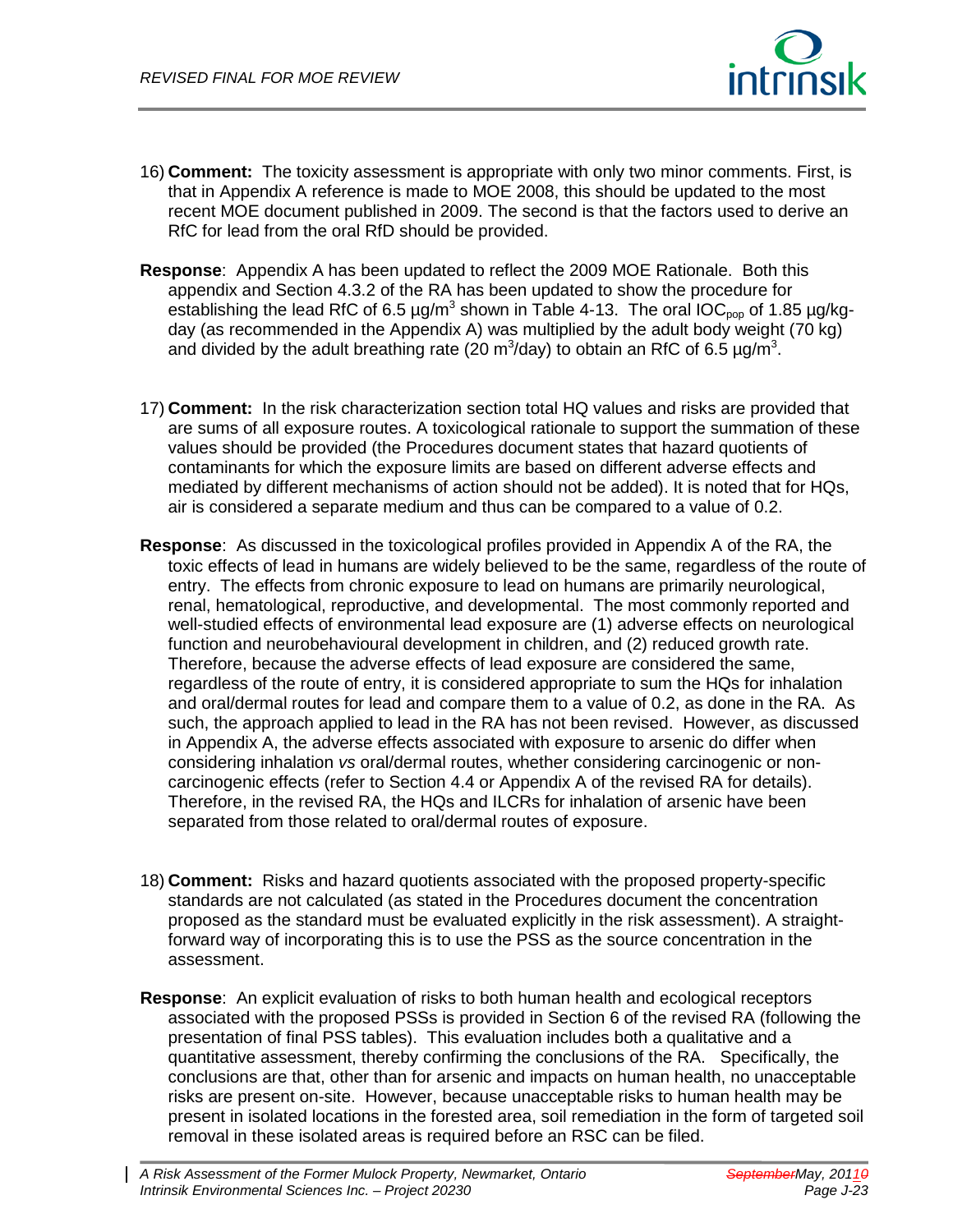16) **Comment:** The toxicity assessment is appropriate with only two minor comments. First, is that in Appendix A reference is made to MOE 2008, this should be updated to the most recent MOE document published in 2009. The second is that the factors used to derive an RfC for lead from the oral RfD should be provided.

**Response**: Appendix A has been updated to reflect the 2009 MOE Rationale. Both this appendix and Section 4.3.2 of the RA has been updated to show the procedure for establishing the lead RfC of 6.5 µg/m$^3$ shown in Table 4-13. The oral $IOC_{pop}$ of 1.85 µg/kg-day (as recommended in the Appendix A) was multiplied by the adult body weight (70 kg) and divided by the adult breathing rate (20 m$^3$/day) to obtain an RfC of 6.5 µg/m$^3$.

17) **Comment:** In the risk characterization section total HQ values and risks are provided that are sums of all exposure routes. A toxicological rationale to support the summation of these values should be provided (the Procedures document states that hazard quotients of contaminants for which the exposure limits are based on different adverse effects and mediated by different mechanisms of action should not be added). It is noted that for HQs, air is considered a separate medium and thus can be compared to a value of 0.2.

**Response**: As discussed in the toxicological profiles provided in Appendix A of the RA, the toxic effects of lead in humans are widely believed to be the same, regardless of the route of entry. The effects from chronic exposure to lead on humans are primarily neurological, renal, hematological, reproductive, and developmental. The most commonly reported and well-studied effects of environmental lead exposure are (1) adverse effects on neurological function and neurobehavioural development in children, and (2) reduced growth rate. Therefore, because the adverse effects of lead exposure are considered the same, regardless of the route of entry, it is considered appropriate to sum the HQs for inhalation and oral/dermal routes for lead and compare them to a value of 0.2, as done in the RA. As such, the approach applied to lead in the RA has not been revised. However, as discussed in Appendix A, the adverse effects associated with exposure to arsenic do differ when considering inhalation *vs* oral/dermal routes, whether considering carcinogenic or non-carcinogenic effects (refer to Section 4.4 or Appendix A of the revised RA for details). Therefore, in the revised RA, the HQs and ILCRs for inhalation of arsenic have been separated from those related to oral/dermal routes of exposure.

18) **Comment:** Risks and hazard quotients associated with the proposed property-specific standards are not calculated (as stated in the Procedures document the concentration proposed as the standard must be evaluated explicitly in the risk assessment). A straight-forward way of incorporating this is to use the PSS as the source concentration in the assessment.

**Response**: An explicit evaluation of risks to both human health and ecological receptors associated with the proposed PSSs is provided in Section 6 of the revised RA (following the presentation of final PSS tables). This evaluation includes both a qualitative and a quantitative assessment, thereby confirming the conclusions of the RA. Specifically, the conclusions are that, other than for arsenic and impacts on human health, no unacceptable risks are present on-site. However, because unacceptable risks to human health may be present in isolated locations in the forested area, soil remediation in the form of targeted soil removal in these isolated areas is required before an RSC can be filed.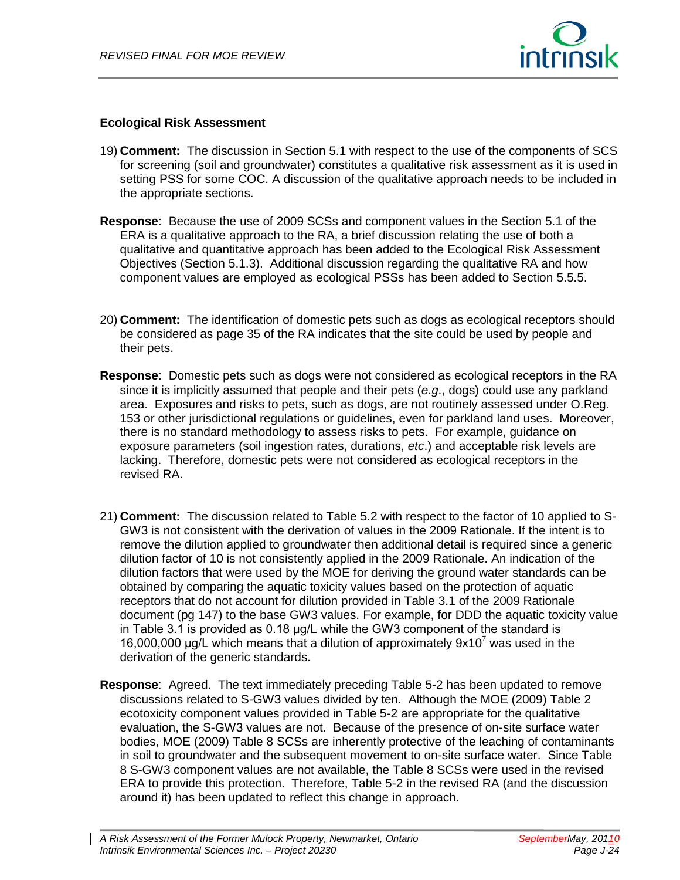**Ecological Risk Assessment**

19) **Comment:** The discussion in Section 5.1 with respect to the use of the components of SCS for screening (soil and groundwater) constitutes a qualitative risk assessment as it is used in setting PSS for some COC. A discussion of the qualitative approach needs to be included in the appropriate sections.

**Response**: Because the use of 2009 SCSs and component values in the Section 5.1 of the ERA is a qualitative approach to the RA, a brief discussion relating the use of both a qualitative and quantitative approach has been added to the Ecological Risk Assessment Objectives (Section 5.1.3). Additional discussion regarding the qualitative RA and how component values are employed as ecological PSSs has been added to Section 5.5.5.

20) **Comment:** The identification of domestic pets such as dogs as ecological receptors should be considered as page 35 of the RA indicates that the site could be used by people and their pets.

**Response**: Domestic pets such as dogs were not considered as ecological receptors in the RA since it is implicitly assumed that people and their pets (*e.g.*, dogs) could use any parkland area. Exposures and risks to pets, such as dogs, are not routinely assessed under O.Reg. 153 or other jurisdictional regulations or guidelines, even for parkland land uses. Moreover, there is no standard methodology to assess risks to pets. For example, guidance on exposure parameters (soil ingestion rates, durations, *etc*.) and acceptable risk levels are lacking. Therefore, domestic pets were not considered as ecological receptors in the revised RA.

21) **Comment:** The discussion related to Table 5.2 with respect to the factor of 10 applied to S-GW3 is not consistent with the derivation of values in the 2009 Rationale. If the intent is to remove the dilution applied to groundwater then additional detail is required since a generic dilution factor of 10 is not consistently applied in the 2009 Rationale. An indication of the dilution factors that were used by the MOE for deriving the ground water standards can be obtained by comparing the aquatic toxicity values based on the protection of aquatic receptors that do not account for dilution provided in Table 3.1 of the 2009 Rationale document (pg 147) to the base GW3 values. For example, for DDD the aquatic toxicity value in Table 3.1 is provided as 0.18 µg/L while the GW3 component of the standard is 16,000,000 µg/L which means that a dilution of approximately $9x10^7$ was used in the derivation of the generic standards.

**Response**: Agreed. The text immediately preceding Table 5-2 has been updated to remove discussions related to S-GW3 values divided by ten. Although the MOE (2009) Table 2 ecotoxicity component values provided in Table 5-2 are appropriate for the qualitative evaluation, the S-GW3 values are not. Because of the presence of on-site surface water bodies, MOE (2009) Table 8 SCSs are inherently protective of the leaching of contaminants in soil to groundwater and the subsequent movement to on-site surface water. Since Table 8 S-GW3 component values are not available, the Table 8 SCSs were used in the revised ERA to provide this protection. Therefore, Table 5-2 in the revised RA (and the discussion around it) has been updated to reflect this change in approach.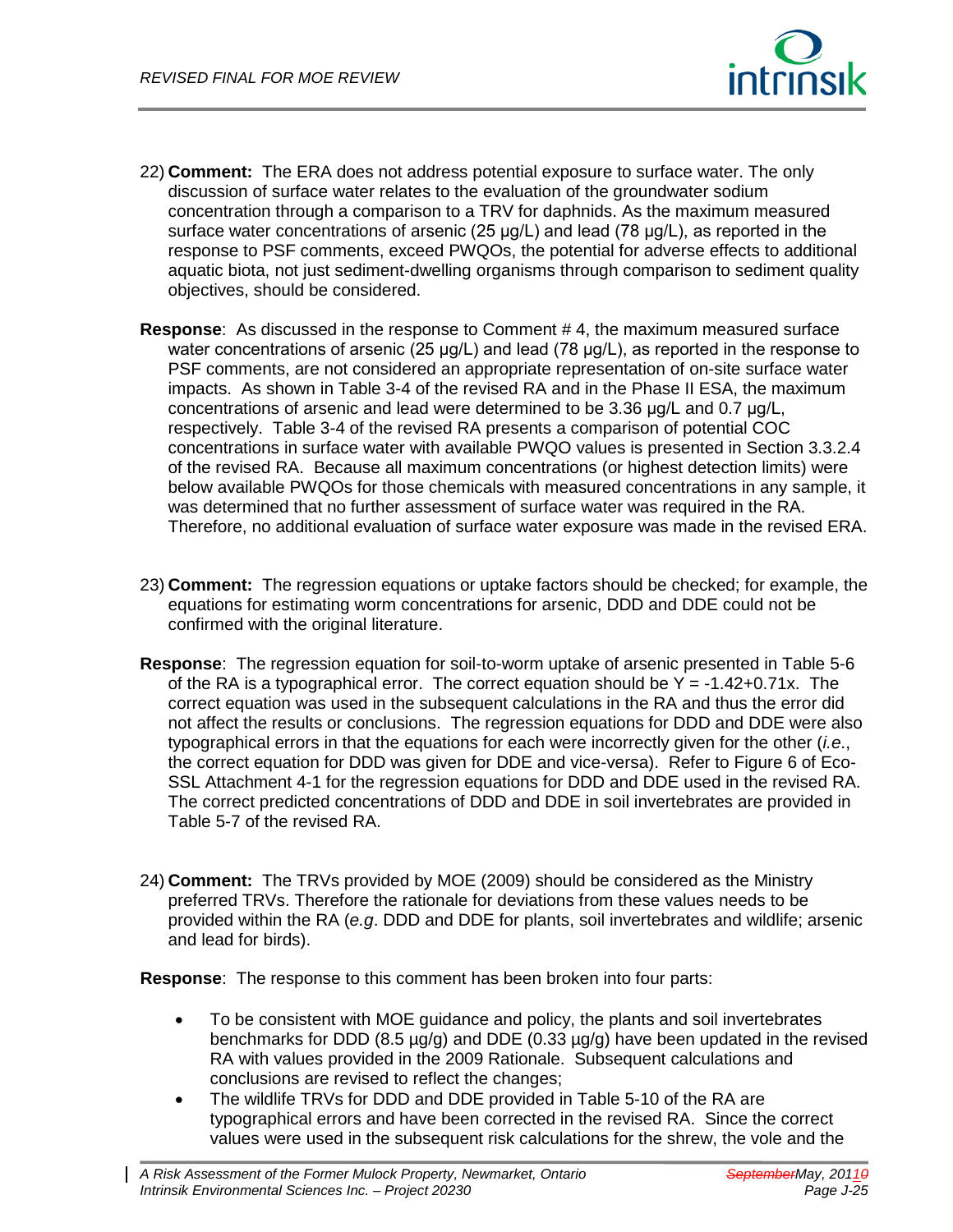22) **Comment:** The ERA does not address potential exposure to surface water. The only discussion of surface water relates to the evaluation of the groundwater sodium concentration through a comparison to a TRV for daphnids. As the maximum measured surface water concentrations of arsenic (25 µg/L) and lead (78 µg/L), as reported in the response to PSF comments, exceed PWQOs, the potential for adverse effects to additional aquatic biota, not just sediment-dwelling organisms through comparison to sediment quality objectives, should be considered.

**Response**: As discussed in the response to Comment # 4, the maximum measured surface water concentrations of arsenic (25 µg/L) and lead (78 µg/L), as reported in the response to PSF comments, are not considered an appropriate representation of on-site surface water impacts. As shown in Table 3-4 of the revised RA and in the Phase II ESA, the maximum concentrations of arsenic and lead were determined to be 3.36 µg/L and 0.7 µg/L, respectively. Table 3-4 of the revised RA presents a comparison of potential COC concentrations in surface water with available PWQO values is presented in Section 3.3.2.4 of the revised RA. Because all maximum concentrations (or highest detection limits) were below available PWQOs for those chemicals with measured concentrations in any sample, it was determined that no further assessment of surface water was required in the RA. Therefore, no additional evaluation of surface water exposure was made in the revised ERA.

23) **Comment:** The regression equations or uptake factors should be checked; for example, the equations for estimating worm concentrations for arsenic, DDD and DDE could not be confirmed with the original literature.

**Response**: The regression equation for soil-to-worm uptake of arsenic presented in Table 5-6 of the RA is a typographical error. The correct equation should be $Y = -1.42+0.71x$. The correct equation was used in the subsequent calculations in the RA and thus the error did not affect the results or conclusions. The regression equations for DDD and DDE were also typographical errors in that the equations for each were incorrectly given for the other (*i.e.*, the correct equation for DDD was given for DDE and vice-versa). Refer to Figure 6 of Eco-SSL Attachment 4-1 for the regression equations for DDD and DDE used in the revised RA. The correct predicted concentrations of DDD and DDE in soil invertebrates are provided in Table 5-7 of the revised RA.

24) **Comment:** The TRVs provided by MOE (2009) should be considered as the Ministry preferred TRVs. Therefore the rationale for deviations from these values needs to be provided within the RA (*e.g*. DDD and DDE for plants, soil invertebrates and wildlife; arsenic and lead for birds).

**Response**: The response to this comment has been broken into four parts:

- To be consistent with MOE guidance and policy, the plants and soil invertebrates benchmarks for DDD (8.5 µg/g) and DDE (0.33 µg/g) have been updated in the revised RA with values provided in the 2009 Rationale. Subsequent calculations and conclusions are revised to reflect the changes;
- The wildlife TRVs for DDD and DDE provided in Table 5-10 of the RA are typographical errors and have been corrected in the revised RA. Since the correct values were used in the subsequent risk calculations for the shrew, the vole and the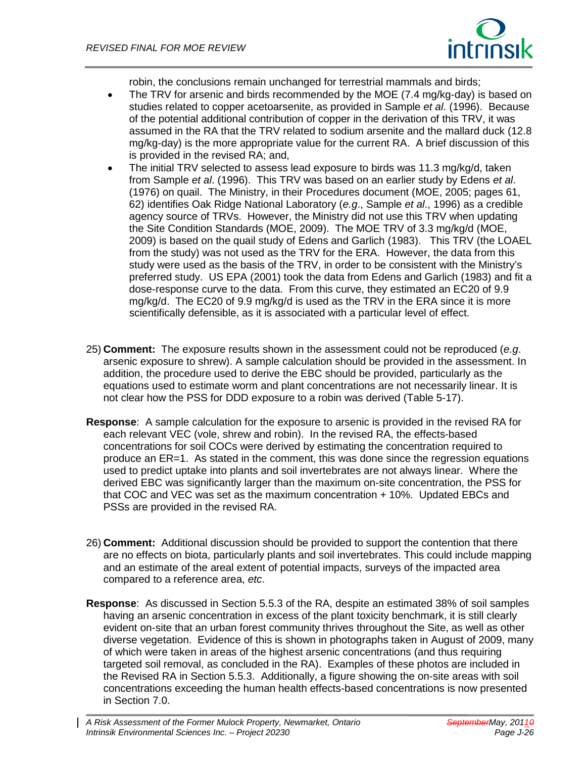robin, the conclusions remain unchanged for terrestrial mammals and birds;

- The TRV for arsenic and birds recommended by the MOE (7.4 mg/kg-day) is based on studies related to copper acetoarsenite, as provided in Sample *et al*. (1996). Because of the potential additional contribution of copper in the derivation of this TRV, it was assumed in the RA that the TRV related to sodium arsenite and the mallard duck (12.8 mg/kg-day) is the more appropriate value for the current RA. A brief discussion of this is provided in the revised RA; and,
- The initial TRV selected to assess lead exposure to birds was 11.3 mg/kg/d, taken from Sample *et al*. (1996). This TRV was based on an earlier study by Edens *et al*. (1976) on quail. The Ministry, in their Procedures document (MOE, 2005; pages 61, 62) identifies Oak Ridge National Laboratory (*e.g*., Sample *et al*., 1996) as a credible agency source of TRVs. However, the Ministry did not use this TRV when updating the Site Condition Standards (MOE, 2009). The MOE TRV of 3.3 mg/kg/d (MOE, 2009) is based on the quail study of Edens and Garlich (1983). This TRV (the LOAEL from the study) was not used as the TRV for the ERA. However, the data from this study were used as the basis of the TRV, in order to be consistent with the Ministry's preferred study. US EPA (2001) took the data from Edens and Garlich (1983) and fit a dose-response curve to the data. From this curve, they estimated an EC20 of 9.9 mg/kg/d. The EC20 of 9.9 mg/kg/d is used as the TRV in the ERA since it is more scientifically defensible, as it is associated with a particular level of effect.

25) **Comment:** The exposure results shown in the assessment could not be reproduced (*e.g*. arsenic exposure to shrew). A sample calculation should be provided in the assessment. In addition, the procedure used to derive the EBC should be provided, particularly as the equations used to estimate worm and plant concentrations are not necessarily linear. It is not clear how the PSS for DDD exposure to a robin was derived (Table 5-17).

**Response**: A sample calculation for the exposure to arsenic is provided in the revised RA for each relevant VEC (vole, shrew and robin). In the revised RA, the effects-based concentrations for soil COCs were derived by estimating the concentration required to produce an ER=1. As stated in the comment, this was done since the regression equations used to predict uptake into plants and soil invertebrates are not always linear. Where the derived EBC was significantly larger than the maximum on-site concentration, the PSS for that COC and VEC was set as the maximum concentration + 10%. Updated EBCs and PSSs are provided in the revised RA.

26) **Comment:** Additional discussion should be provided to support the contention that there are no effects on biota, particularly plants and soil invertebrates. This could include mapping and an estimate of the areal extent of potential impacts, surveys of the impacted area compared to a reference area, *etc*.

**Response**: As discussed in Section 5.5.3 of the RA, despite an estimated 38% of soil samples having an arsenic concentration in excess of the plant toxicity benchmark, it is still clearly evident on-site that an urban forest community thrives throughout the Site, as well as other diverse vegetation. Evidence of this is shown in photographs taken in August of 2009, many of which were taken in areas of the highest arsenic concentrations (and thus requiring targeted soil removal, as concluded in the RA). Examples of these photos are included in the Revised RA in Section 5.5.3. Additionally, a figure showing the on-site areas with soil concentrations exceeding the human health effects-based concentrations is now presented in Section 7.0.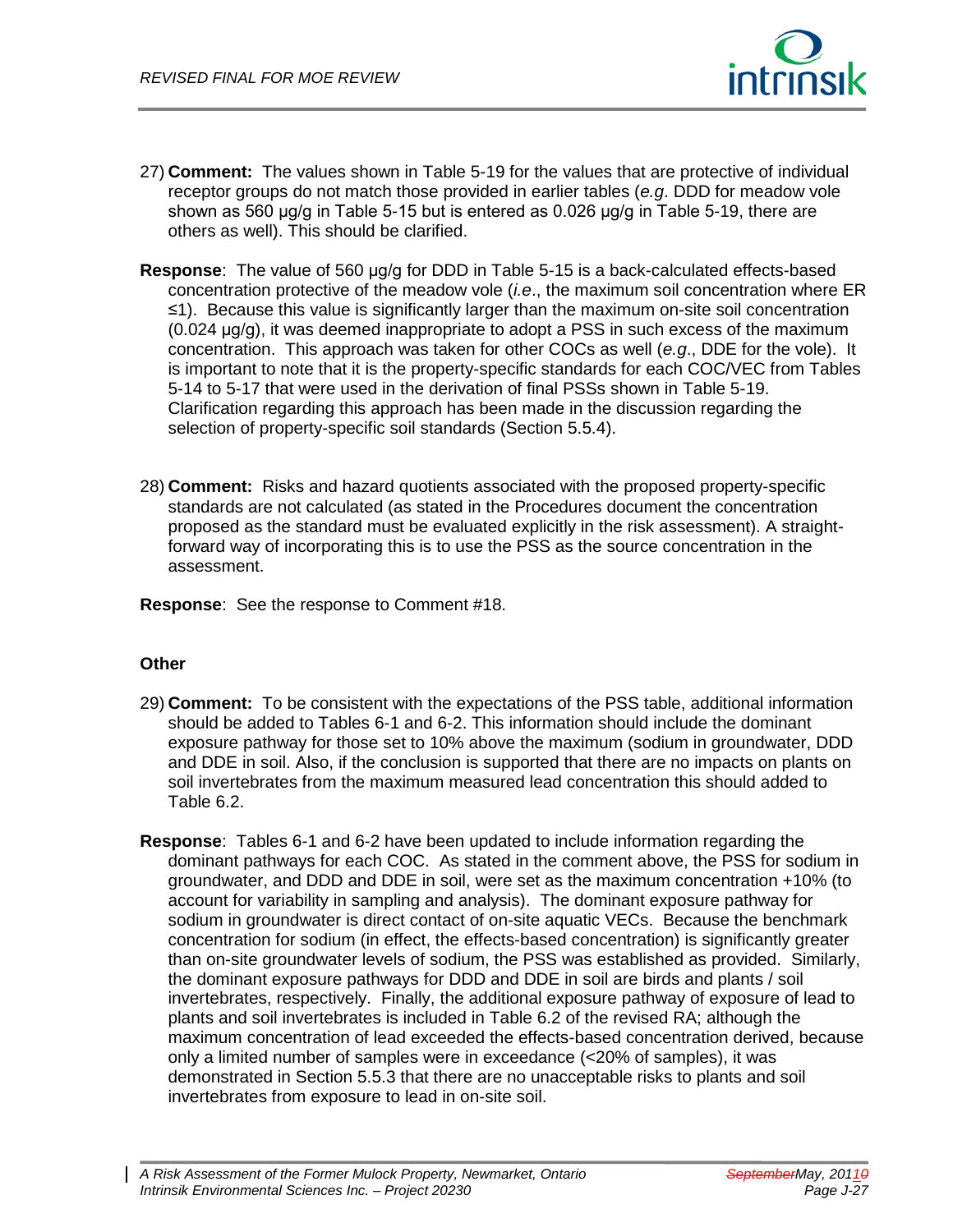27) **Comment:** The values shown in Table 5-19 for the values that are protective of individual receptor groups do not match those provided in earlier tables (*e.g*. DDD for meadow vole shown as 560 µg/g in Table 5-15 but is entered as 0.026 µg/g in Table 5-19, there are others as well). This should be clarified.

**Response**: The value of 560 µg/g for DDD in Table 5-15 is a back-calculated effects-based concentration protective of the meadow vole (*i.e*., the maximum soil concentration where ER ≤1). Because this value is significantly larger than the maximum on-site soil concentration (0.024 µg/g), it was deemed inappropriate to adopt a PSS in such excess of the maximum concentration. This approach was taken for other COCs as well (*e.g*., DDE for the vole). It is important to note that it is the property-specific standards for each COC/VEC from Tables 5-14 to 5-17 that were used in the derivation of final PSSs shown in Table 5-19. Clarification regarding this approach has been made in the discussion regarding the selection of property-specific soil standards (Section 5.5.4).

28) **Comment:** Risks and hazard quotients associated with the proposed property-specific standards are not calculated (as stated in the Procedures document the concentration proposed as the standard must be evaluated explicitly in the risk assessment). A straight-forward way of incorporating this is to use the PSS as the source concentration in the assessment.

**Response**: See the response to Comment #18.

## Other

29) **Comment:** To be consistent with the expectations of the PSS table, additional information should be added to Tables 6-1 and 6-2. This information should include the dominant exposure pathway for those set to 10% above the maximum (sodium in groundwater, DDD and DDE in soil. Also, if the conclusion is supported that there are no impacts on plants on soil invertebrates from the maximum measured lead concentration this should added to Table 6.2.

**Response**: Tables 6-1 and 6-2 have been updated to include information regarding the dominant pathways for each COC. As stated in the comment above, the PSS for sodium in groundwater, and DDD and DDE in soil, were set as the maximum concentration +10% (to account for variability in sampling and analysis). The dominant exposure pathway for sodium in groundwater is direct contact of on-site aquatic VECs. Because the benchmark concentration for sodium (in effect, the effects-based concentration) is significantly greater than on-site groundwater levels of sodium, the PSS was established as provided. Similarly, the dominant exposure pathways for DDD and DDE in soil are birds and plants / soil invertebrates, respectively. Finally, the additional exposure pathway of exposure of lead to plants and soil invertebrates is included in Table 6.2 of the revised RA; although the maximum concentration of lead exceeded the effects-based concentration derived, because only a limited number of samples were in exceedance (<20% of samples), it was demonstrated in Section 5.5.3 that there are no unacceptable risks to plants and soil invertebrates from exposure to lead in on-site soil.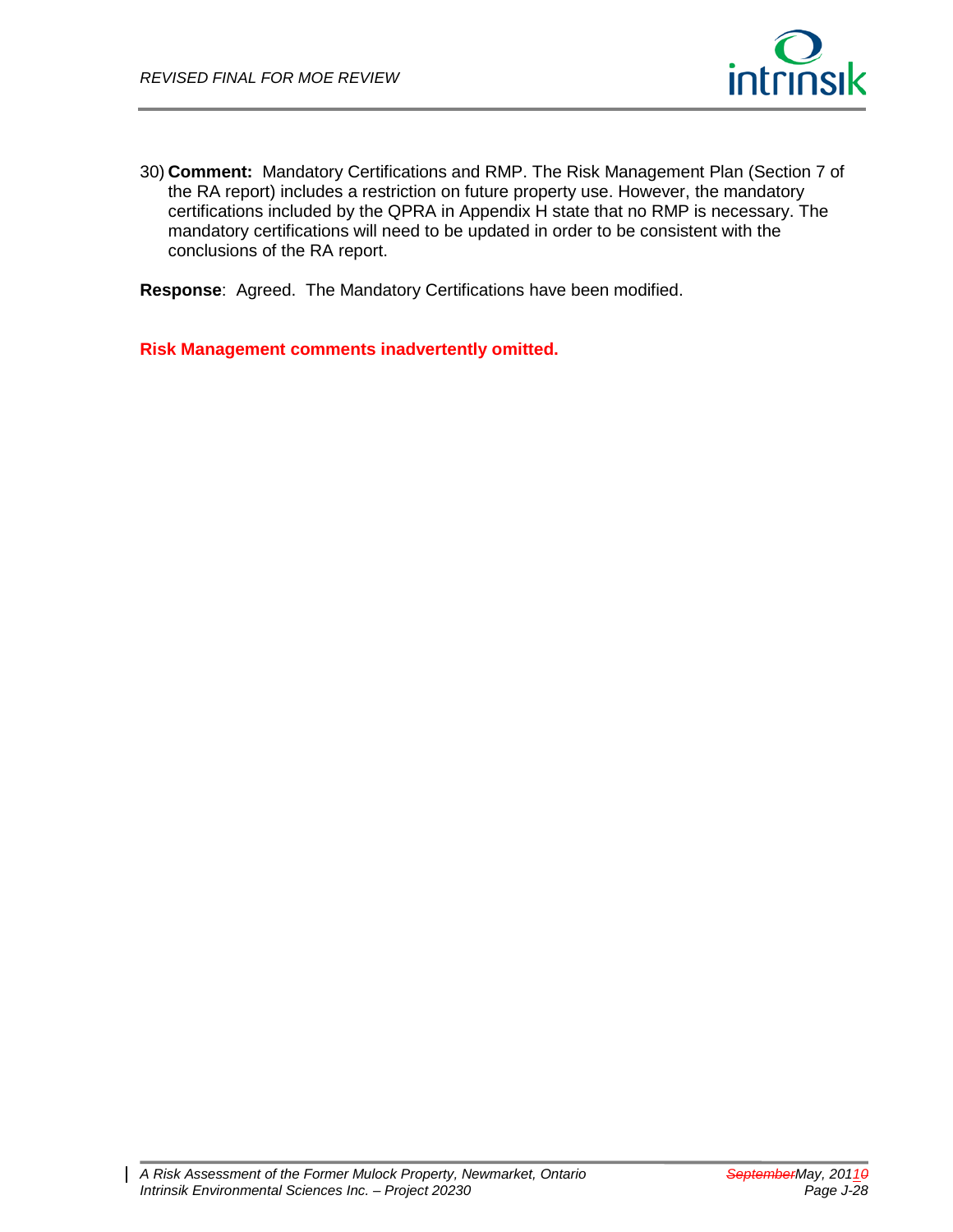30) **Comment:** Mandatory Certifications and RMP. The Risk Management Plan (Section 7 of the RA report) includes a restriction on future property use. However, the mandatory certifications included by the QPRA in Appendix H state that no RMP is necessary. The mandatory certifications will need to be updated in order to be consistent with the conclusions of the RA report.

**Response**: Agreed. The Mandatory Certifications have been modified.

**Risk Management comments inadvertently omitted.**